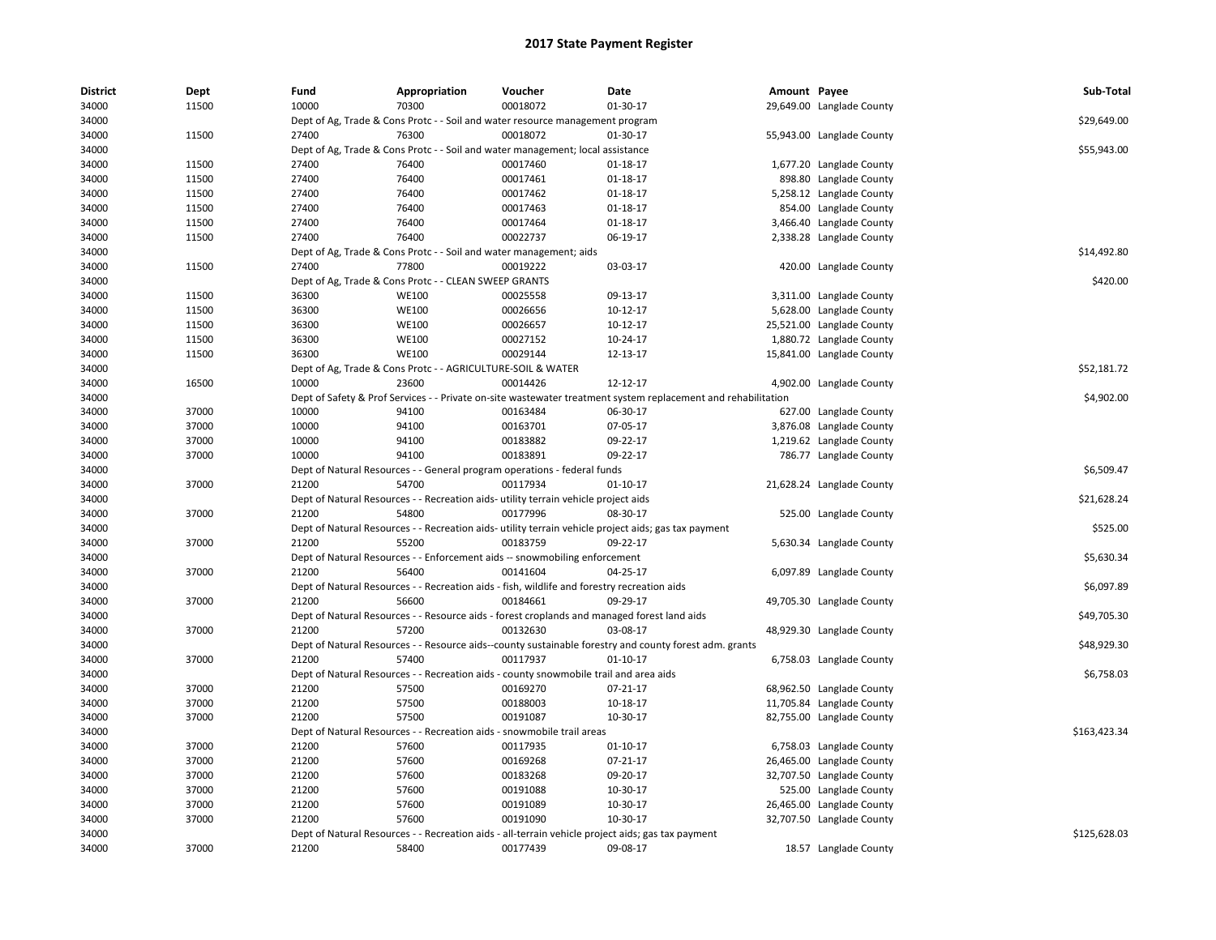# 2017 State Payment Register

| District | Dept | Fund | Appropriation | Voucher | Date | Amount | Payee | Sub-Total |
|---|---|---|---|---|---|---|---|---|
| 34000 | 11500 | 10000 | 70300 | 00018072 | 01-30-17 | 29,649.00 | Langlade County | |
| 34000 | | Dept of Ag, Trade & Cons Protc - - Soil and water resource management program | | | | | | $29,649.00 |
| 34000 | 11500 | 27400 | 76300 | 00018072 | 01-30-17 | 55,943.00 | Langlade County | |
| 34000 | | Dept of Ag, Trade & Cons Protc - - Soil and water management; local assistance | | | | | | $55,943.00 |
| 34000 | 11500 | 27400 | 76400 | 00017460 | 01-18-17 | 1,677.20 | Langlade County | |
| 34000 | 11500 | 27400 | 76400 | 00017461 | 01-18-17 | 898.80 | Langlade County | |
| 34000 | 11500 | 27400 | 76400 | 00017462 | 01-18-17 | 5,258.12 | Langlade County | |
| 34000 | 11500 | 27400 | 76400 | 00017463 | 01-18-17 | 854.00 | Langlade County | |
| 34000 | 11500 | 27400 | 76400 | 00017464 | 01-18-17 | 3,466.40 | Langlade County | |
| 34000 | 11500 | 27400 | 76400 | 00022737 | 06-19-17 | 2,338.28 | Langlade County | |
| 34000 | | Dept of Ag, Trade & Cons Protc - - Soil and water management; aids | | | | | | $14,492.80 |
| 34000 | 11500 | 27400 | 77800 | 00019222 | 03-03-17 | 420.00 | Langlade County | |
| 34000 | | Dept of Ag, Trade & Cons Protc - - CLEAN SWEEP GRANTS | | | | | | $420.00 |
| 34000 | 11500 | 36300 | WE100 | 00025558 | 09-13-17 | 3,311.00 | Langlade County | |
| 34000 | 11500 | 36300 | WE100 | 00026656 | 10-12-17 | 5,628.00 | Langlade County | |
| 34000 | 11500 | 36300 | WE100 | 00026657 | 10-12-17 | 25,521.00 | Langlade County | |
| 34000 | 11500 | 36300 | WE100 | 00027152 | 10-24-17 | 1,880.72 | Langlade County | |
| 34000 | 11500 | 36300 | WE100 | 00029144 | 12-13-17 | 15,841.00 | Langlade County | |
| 34000 | | Dept of Ag, Trade & Cons Protc - - AGRICULTURE-SOIL & WATER | | | | | | $52,181.72 |
| 34000 | 16500 | 10000 | 23600 | 00014426 | 12-12-17 | 4,902.00 | Langlade County | |
| 34000 | | Dept of Safety & Prof Services - - Private on-site wastewater treatment system replacement and rehabilitation | | | | | | $4,902.00 |
| 34000 | 37000 | 10000 | 94100 | 00163484 | 06-30-17 | 627.00 | Langlade County | |
| 34000 | 37000 | 10000 | 94100 | 00163701 | 07-05-17 | 3,876.08 | Langlade County | |
| 34000 | 37000 | 10000 | 94100 | 00183882 | 09-22-17 | 1,219.62 | Langlade County | |
| 34000 | 37000 | 10000 | 94100 | 00183891 | 09-22-17 | 786.77 | Langlade County | |
| 34000 | | Dept of Natural Resources - - General program operations - federal funds | | | | | | $6,509.47 |
| 34000 | 37000 | 21200 | 54700 | 00117934 | 01-10-17 | 21,628.24 | Langlade County | |
| 34000 | | Dept of Natural Resources - - Recreation aids- utility terrain vehicle project aids | | | | | | $21,628.24 |
| 34000 | 37000 | 21200 | 54800 | 00177996 | 08-30-17 | 525.00 | Langlade County | |
| 34000 | | Dept of Natural Resources - - Recreation aids- utility terrain vehicle project aids; gas tax payment | | | | | | $525.00 |
| 34000 | 37000 | 21200 | 55200 | 00183759 | 09-22-17 | 5,630.34 | Langlade County | |
| 34000 | | Dept of Natural Resources - - Enforcement aids -- snowmobiling enforcement | | | | | | $5,630.34 |
| 34000 | 37000 | 21200 | 56400 | 00141604 | 04-25-17 | 6,097.89 | Langlade County | |
| 34000 | | Dept of Natural Resources - - Recreation aids - fish, wildlife and forestry recreation aids | | | | | | $6,097.89 |
| 34000 | 37000 | 21200 | 56600 | 00184661 | 09-29-17 | 49,705.30 | Langlade County | |
| 34000 | | Dept of Natural Resources - - Resource aids - forest croplands and managed forest land aids | | | | | | $49,705.30 |
| 34000 | 37000 | 21200 | 57200 | 00132630 | 03-08-17 | 48,929.30 | Langlade County | |
| 34000 | | Dept of Natural Resources - - Resource aids--county sustainable forestry and county forest adm. grants | | | | | | $48,929.30 |
| 34000 | 37000 | 21200 | 57400 | 00117937 | 01-10-17 | 6,758.03 | Langlade County | |
| 34000 | | Dept of Natural Resources - - Recreation aids - county snowmobile trail and area aids | | | | | | $6,758.03 |
| 34000 | 37000 | 21200 | 57500 | 00169270 | 07-21-17 | 68,962.50 | Langlade County | |
| 34000 | 37000 | 21200 | 57500 | 00188003 | 10-18-17 | 11,705.84 | Langlade County | |
| 34000 | 37000 | 21200 | 57500 | 00191087 | 10-30-17 | 82,755.00 | Langlade County | |
| 34000 | | Dept of Natural Resources - - Recreation aids - snowmobile trail areas | | | | | | $163,423.34 |
| 34000 | 37000 | 21200 | 57600 | 00117935 | 01-10-17 | 6,758.03 | Langlade County | |
| 34000 | 37000 | 21200 | 57600 | 00169268 | 07-21-17 | 26,465.00 | Langlade County | |
| 34000 | 37000 | 21200 | 57600 | 00183268 | 09-20-17 | 32,707.50 | Langlade County | |
| 34000 | 37000 | 21200 | 57600 | 00191088 | 10-30-17 | 525.00 | Langlade County | |
| 34000 | 37000 | 21200 | 57600 | 00191089 | 10-30-17 | 26,465.00 | Langlade County | |
| 34000 | 37000 | 21200 | 57600 | 00191090 | 10-30-17 | 32,707.50 | Langlade County | |
| 34000 | | Dept of Natural Resources - - Recreation aids - all-terrain vehicle project aids; gas tax payment | | | | | | $125,628.03 |
| 34000 | 37000 | 21200 | 58400 | 00177439 | 09-08-17 | 18.57 | Langlade County | |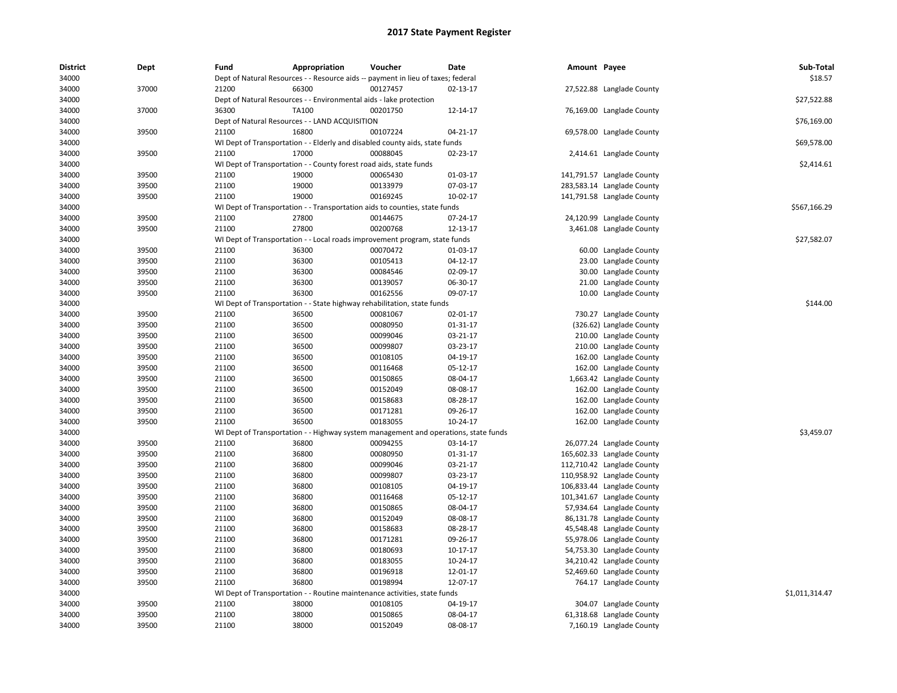# 2017 State Payment Register

| District | Dept | Fund | Appropriation | Voucher | Date | Amount | Payee | Sub-Total |
|---|---|---|---|---|---|---|---|---|
| 34000 | | Dept of Natural Resources - - Resource aids -- payment in lieu of taxes; federal | | | | | | $18.57 |
| 34000 | 37000 | 21200 | 66300 | 00127457 | 02-13-17 | 27,522.88 | Langlade County | |
| 34000 | | Dept of Natural Resources - - Environmental aids - lake protection | | | | | | $27,522.88 |
| 34000 | 37000 | 36300 | TA100 | 00201750 | 12-14-17 | 76,169.00 | Langlade County | |
| 34000 | | Dept of Natural Resources - - LAND ACQUISITION | | | | | | $76,169.00 |
| 34000 | 39500 | 21100 | 16800 | 00107224 | 04-21-17 | 69,578.00 | Langlade County | |
| 34000 | | WI Dept of Transportation - - Elderly and disabled county aids, state funds | | | | | | $69,578.00 |
| 34000 | 39500 | 21100 | 17000 | 00088045 | 02-23-17 | 2,414.61 | Langlade County | |
| 34000 | | WI Dept of Transportation - - County forest road aids, state funds | | | | | | $2,414.61 |
| 34000 | 39500 | 21100 | 19000 | 00065430 | 01-03-17 | 141,791.57 | Langlade County | |
| 34000 | 39500 | 21100 | 19000 | 00133979 | 07-03-17 | 283,583.14 | Langlade County | |
| 34000 | 39500 | 21100 | 19000 | 00169245 | 10-02-17 | 141,791.58 | Langlade County | |
| 34000 | | WI Dept of Transportation - - Transportation aids to counties, state funds | | | | | | $567,166.29 |
| 34000 | 39500 | 21100 | 27800 | 00144675 | 07-24-17 | 24,120.99 | Langlade County | |
| 34000 | 39500 | 21100 | 27800 | 00200768 | 12-13-17 | 3,461.08 | Langlade County | |
| 34000 | | WI Dept of Transportation - - Local roads improvement program, state funds | | | | | | $27,582.07 |
| 34000 | 39500 | 21100 | 36300 | 00070472 | 01-03-17 | 60.00 | Langlade County | |
| 34000 | 39500 | 21100 | 36300 | 00105413 | 04-12-17 | 23.00 | Langlade County | |
| 34000 | 39500 | 21100 | 36300 | 00084546 | 02-09-17 | 30.00 | Langlade County | |
| 34000 | 39500 | 21100 | 36300 | 00139057 | 06-30-17 | 21.00 | Langlade County | |
| 34000 | 39500 | 21100 | 36300 | 00162556 | 09-07-17 | 10.00 | Langlade County | |
| 34000 | | WI Dept of Transportation - - State highway rehabilitation, state funds | | | | | | $144.00 |
| 34000 | 39500 | 21100 | 36500 | 00081067 | 02-01-17 | 730.27 | Langlade County | |
| 34000 | 39500 | 21100 | 36500 | 00080950 | 01-31-17 | (326.62) | Langlade County | |
| 34000 | 39500 | 21100 | 36500 | 00099046 | 03-21-17 | 210.00 | Langlade County | |
| 34000 | 39500 | 21100 | 36500 | 00099807 | 03-23-17 | 210.00 | Langlade County | |
| 34000 | 39500 | 21100 | 36500 | 00108105 | 04-19-17 | 162.00 | Langlade County | |
| 34000 | 39500 | 21100 | 36500 | 00116468 | 05-12-17 | 162.00 | Langlade County | |
| 34000 | 39500 | 21100 | 36500 | 00150865 | 08-04-17 | 1,663.42 | Langlade County | |
| 34000 | 39500 | 21100 | 36500 | 00152049 | 08-08-17 | 162.00 | Langlade County | |
| 34000 | 39500 | 21100 | 36500 | 00158683 | 08-28-17 | 162.00 | Langlade County | |
| 34000 | 39500 | 21100 | 36500 | 00171281 | 09-26-17 | 162.00 | Langlade County | |
| 34000 | 39500 | 21100 | 36500 | 00183055 | 10-24-17 | 162.00 | Langlade County | |
| 34000 | | WI Dept of Transportation - - Highway system management and operations, state funds | | | | | | $3,459.07 |
| 34000 | 39500 | 21100 | 36800 | 00094255 | 03-14-17 | 26,077.24 | Langlade County | |
| 34000 | 39500 | 21100 | 36800 | 00080950 | 01-31-17 | 165,602.33 | Langlade County | |
| 34000 | 39500 | 21100 | 36800 | 00099046 | 03-21-17 | 112,710.42 | Langlade County | |
| 34000 | 39500 | 21100 | 36800 | 00099807 | 03-23-17 | 110,958.92 | Langlade County | |
| 34000 | 39500 | 21100 | 36800 | 00108105 | 04-19-17 | 106,833.44 | Langlade County | |
| 34000 | 39500 | 21100 | 36800 | 00116468 | 05-12-17 | 101,341.67 | Langlade County | |
| 34000 | 39500 | 21100 | 36800 | 00150865 | 08-04-17 | 57,934.64 | Langlade County | |
| 34000 | 39500 | 21100 | 36800 | 00152049 | 08-08-17 | 86,131.78 | Langlade County | |
| 34000 | 39500 | 21100 | 36800 | 00158683 | 08-28-17 | 45,548.48 | Langlade County | |
| 34000 | 39500 | 21100 | 36800 | 00171281 | 09-26-17 | 55,978.06 | Langlade County | |
| 34000 | 39500 | 21100 | 36800 | 00180693 | 10-17-17 | 54,753.30 | Langlade County | |
| 34000 | 39500 | 21100 | 36800 | 00183055 | 10-24-17 | 34,210.42 | Langlade County | |
| 34000 | 39500 | 21100 | 36800 | 00196918 | 12-01-17 | 52,469.60 | Langlade County | |
| 34000 | 39500 | 21100 | 36800 | 00198994 | 12-07-17 | 764.17 | Langlade County | |
| 34000 | | WI Dept of Transportation - - Routine maintenance activities, state funds | | | | | | $1,011,314.47 |
| 34000 | 39500 | 21100 | 38000 | 00108105 | 04-19-17 | 304.07 | Langlade County | |
| 34000 | 39500 | 21100 | 38000 | 00150865 | 08-04-17 | 61,318.68 | Langlade County | |
| 34000 | 39500 | 21100 | 38000 | 00152049 | 08-08-17 | 7,160.19 | Langlade County | |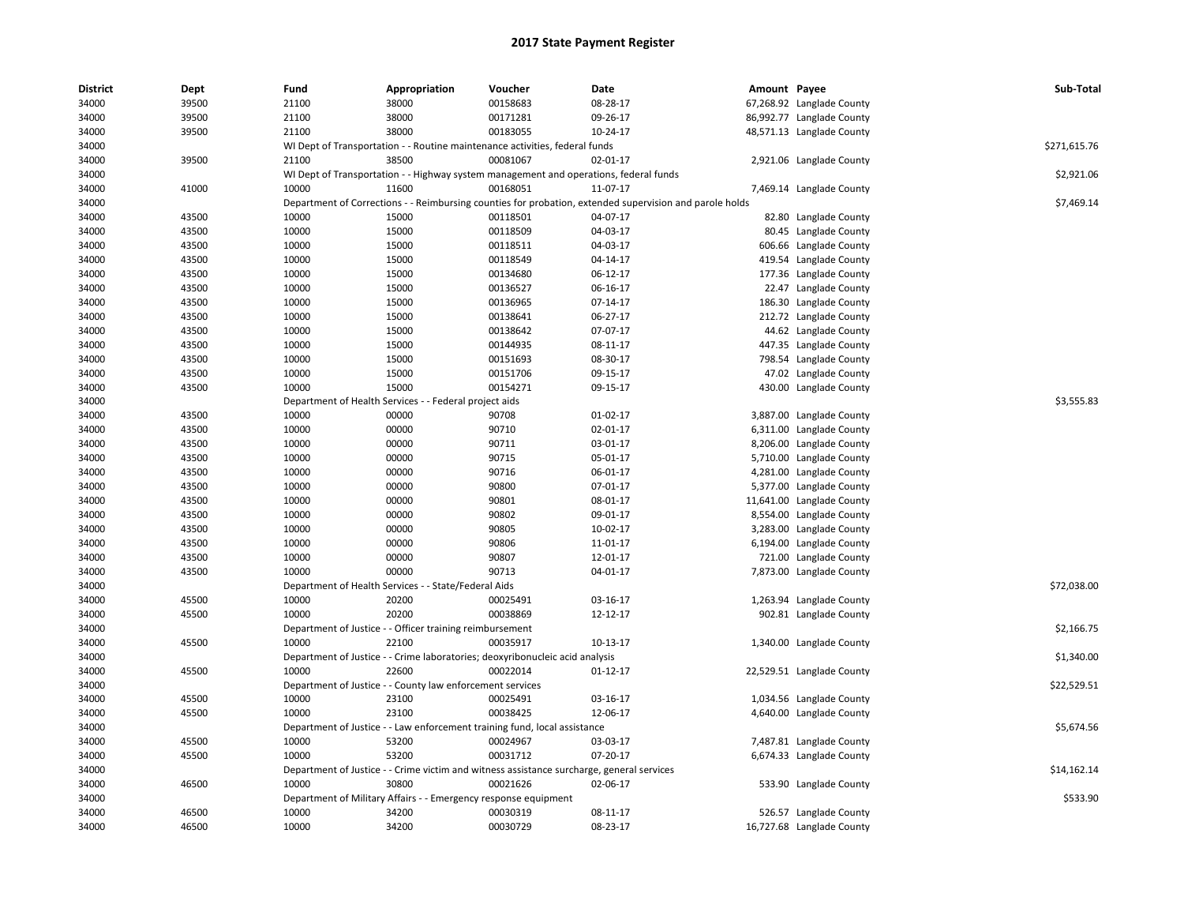# 2017 State Payment Register

| District | Dept | Fund | Appropriation | Voucher | Date | Amount | Payee | Sub-Total |
|---|---|---|---|---|---|---|---|---|
| 34000 | 39500 | 21100 | 38000 | 00158683 | 08-28-17 | 67,268.92 | Langlade County | |
| 34000 | 39500 | 21100 | 38000 | 00171281 | 09-26-17 | 86,992.77 | Langlade County | |
| 34000 | 39500 | 21100 | 38000 | 00183055 | 10-24-17 | 48,571.13 | Langlade County | |
| 34000 | | WI Dept of Transportation - - Routine maintenance activities, federal funds | | | | | | $271,615.76 |
| 34000 | 39500 | 21100 | 38500 | 00081067 | 02-01-17 | 2,921.06 | Langlade County | |
| 34000 | | WI Dept of Transportation - - Highway system management and operations, federal funds | | | | | | $2,921.06 |
| 34000 | 41000 | 10000 | 11600 | 00168051 | 11-07-17 | 7,469.14 | Langlade County | |
| 34000 | | Department of Corrections - - Reimbursing counties for probation, extended supervision and parole holds | | | | | | $7,469.14 |
| 34000 | 43500 | 10000 | 15000 | 00118501 | 04-07-17 | 82.80 | Langlade County | |
| 34000 | 43500 | 10000 | 15000 | 00118509 | 04-03-17 | 80.45 | Langlade County | |
| 34000 | 43500 | 10000 | 15000 | 00118511 | 04-03-17 | 606.66 | Langlade County | |
| 34000 | 43500 | 10000 | 15000 | 00118549 | 04-14-17 | 419.54 | Langlade County | |
| 34000 | 43500 | 10000 | 15000 | 00134680 | 06-12-17 | 177.36 | Langlade County | |
| 34000 | 43500 | 10000 | 15000 | 00136527 | 06-16-17 | 22.47 | Langlade County | |
| 34000 | 43500 | 10000 | 15000 | 00136965 | 07-14-17 | 186.30 | Langlade County | |
| 34000 | 43500 | 10000 | 15000 | 00138641 | 06-27-17 | 212.72 | Langlade County | |
| 34000 | 43500 | 10000 | 15000 | 00138642 | 07-07-17 | 44.62 | Langlade County | |
| 34000 | 43500 | 10000 | 15000 | 00144935 | 08-11-17 | 447.35 | Langlade County | |
| 34000 | 43500 | 10000 | 15000 | 00151693 | 08-30-17 | 798.54 | Langlade County | |
| 34000 | 43500 | 10000 | 15000 | 00151706 | 09-15-17 | 47.02 | Langlade County | |
| 34000 | 43500 | 10000 | 15000 | 00154271 | 09-15-17 | 430.00 | Langlade County | |
| 34000 | | Department of Health Services - - Federal project aids | | | | | | $3,555.83 |
| 34000 | 43500 | 10000 | 00000 | 90708 | 01-02-17 | 3,887.00 | Langlade County | |
| 34000 | 43500 | 10000 | 00000 | 90710 | 02-01-17 | 6,311.00 | Langlade County | |
| 34000 | 43500 | 10000 | 00000 | 90711 | 03-01-17 | 8,206.00 | Langlade County | |
| 34000 | 43500 | 10000 | 00000 | 90715 | 05-01-17 | 5,710.00 | Langlade County | |
| 34000 | 43500 | 10000 | 00000 | 90716 | 06-01-17 | 4,281.00 | Langlade County | |
| 34000 | 43500 | 10000 | 00000 | 90800 | 07-01-17 | 5,377.00 | Langlade County | |
| 34000 | 43500 | 10000 | 00000 | 90801 | 08-01-17 | 11,641.00 | Langlade County | |
| 34000 | 43500 | 10000 | 00000 | 90802 | 09-01-17 | 8,554.00 | Langlade County | |
| 34000 | 43500 | 10000 | 00000 | 90805 | 10-02-17 | 3,283.00 | Langlade County | |
| 34000 | 43500 | 10000 | 00000 | 90806 | 11-01-17 | 6,194.00 | Langlade County | |
| 34000 | 43500 | 10000 | 00000 | 90807 | 12-01-17 | 721.00 | Langlade County | |
| 34000 | 43500 | 10000 | 00000 | 90713 | 04-01-17 | 7,873.00 | Langlade County | |
| 34000 | | Department of Health Services - - State/Federal Aids | | | | | | $72,038.00 |
| 34000 | 45500 | 10000 | 20200 | 00025491 | 03-16-17 | 1,263.94 | Langlade County | |
| 34000 | 45500 | 10000 | 20200 | 00038869 | 12-12-17 | 902.81 | Langlade County | |
| 34000 | | Department of Justice - - Officer training reimbursement | | | | | | $2,166.75 |
| 34000 | 45500 | 10000 | 22100 | 00035917 | 10-13-17 | 1,340.00 | Langlade County | |
| 34000 | | Department of Justice - - Crime laboratories; deoxyribonucleic acid analysis | | | | | | $1,340.00 |
| 34000 | 45500 | 10000 | 22600 | 00022014 | 01-12-17 | 22,529.51 | Langlade County | |
| 34000 | | Department of Justice - - County law enforcement services | | | | | | $22,529.51 |
| 34000 | 45500 | 10000 | 23100 | 00025491 | 03-16-17 | 1,034.56 | Langlade County | |
| 34000 | 45500 | 10000 | 23100 | 00038425 | 12-06-17 | 4,640.00 | Langlade County | |
| 34000 | | Department of Justice - - Law enforcement training fund, local assistance | | | | | | $5,674.56 |
| 34000 | 45500 | 10000 | 53200 | 00024967 | 03-03-17 | 7,487.81 | Langlade County | |
| 34000 | 45500 | 10000 | 53200 | 00031712 | 07-20-17 | 6,674.33 | Langlade County | |
| 34000 | | Department of Justice - - Crime victim and witness assistance surcharge, general services | | | | | | $14,162.14 |
| 34000 | 46500 | 10000 | 30800 | 00021626 | 02-06-17 | 533.90 | Langlade County | |
| 34000 | | Department of Military Affairs - - Emergency response equipment | | | | | | $533.90 |
| 34000 | 46500 | 10000 | 34200 | 00030319 | 08-11-17 | 526.57 | Langlade County | |
| 34000 | 46500 | 10000 | 34200 | 00030729 | 08-23-17 | 16,727.68 | Langlade County | |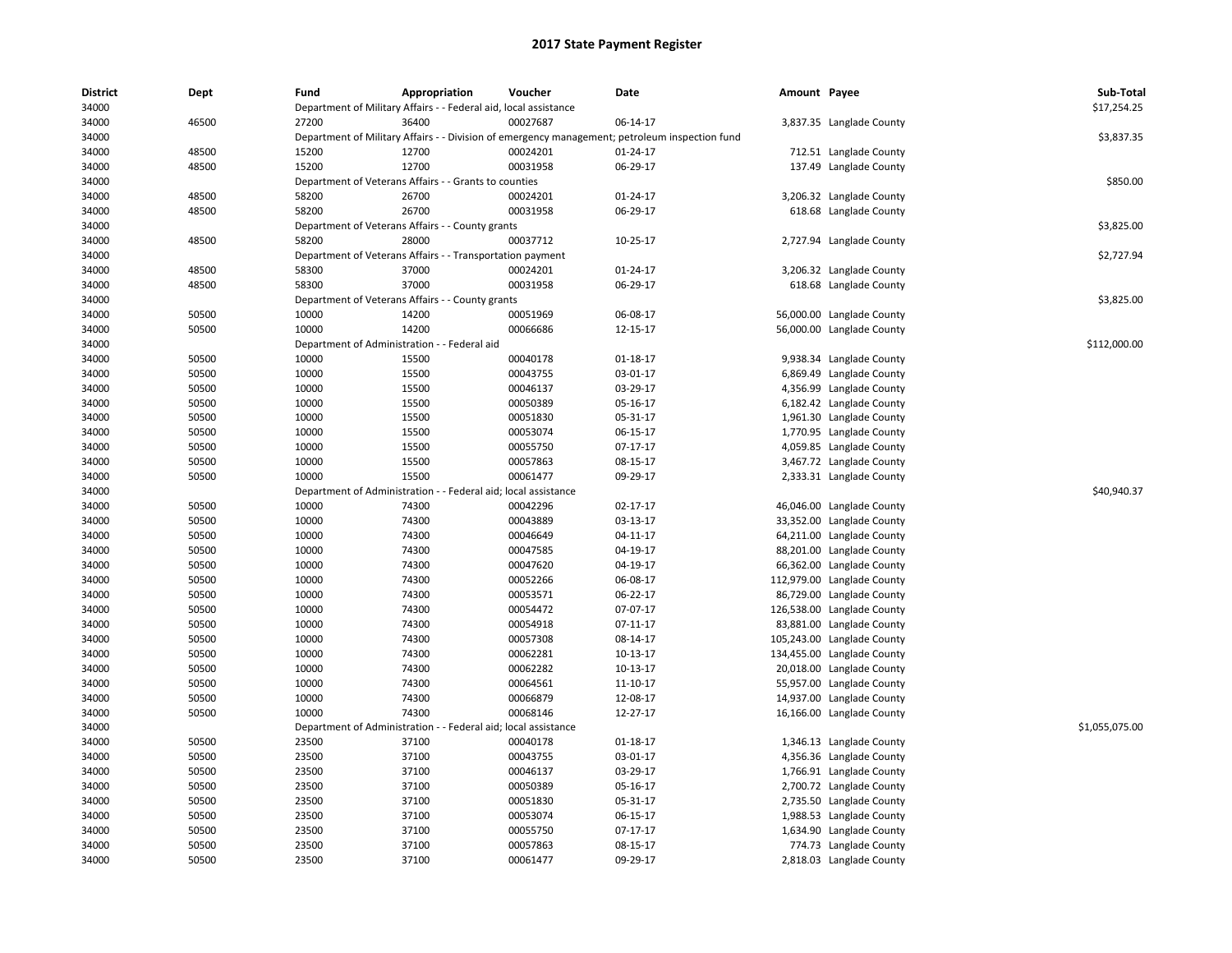# 2017 State Payment Register

| District | Dept | Fund | Appropriation | Voucher | Date | Amount | Payee | Sub-Total |
|---|---|---|---|---|---|---|---|---|
| 34000 | | Department of Military Affairs - - Federal aid, local assistance | | | | | | $17,254.25 |
| 34000 | 46500 | 27200 | 36400 | 00027687 | 06-14-17 | 3,837.35 | Langlade County | |
| 34000 | | Department of Military Affairs - - Division of emergency management; petroleum inspection fund | | | | | | $3,837.35 |
| 34000 | 48500 | 15200 | 12700 | 00024201 | 01-24-17 | 712.51 | Langlade County | |
| 34000 | 48500 | 15200 | 12700 | 00031958 | 06-29-17 | 137.49 | Langlade County | |
| 34000 | | Department of Veterans Affairs - - Grants to counties | | | | | | $850.00 |
| 34000 | 48500 | 58200 | 26700 | 00024201 | 01-24-17 | 3,206.32 | Langlade County | |
| 34000 | 48500 | 58200 | 26700 | 00031958 | 06-29-17 | 618.68 | Langlade County | |
| 34000 | | Department of Veterans Affairs - - County grants | | | | | | $3,825.00 |
| 34000 | 48500 | 58200 | 28000 | 00037712 | 10-25-17 | 2,727.94 | Langlade County | |
| 34000 | | Department of Veterans Affairs - - Transportation payment | | | | | | $2,727.94 |
| 34000 | 48500 | 58300 | 37000 | 00024201 | 01-24-17 | 3,206.32 | Langlade County | |
| 34000 | 48500 | 58300 | 37000 | 00031958 | 06-29-17 | 618.68 | Langlade County | |
| 34000 | | Department of Veterans Affairs - - County grants | | | | | | $3,825.00 |
| 34000 | 50500 | 10000 | 14200 | 00051969 | 06-08-17 | 56,000.00 | Langlade County | |
| 34000 | 50500 | 10000 | 14200 | 00066686 | 12-15-17 | 56,000.00 | Langlade County | |
| 34000 | | Department of Administration - - Federal aid | | | | | | $112,000.00 |
| 34000 | 50500 | 10000 | 15500 | 00040178 | 01-18-17 | 9,938.34 | Langlade County | |
| 34000 | 50500 | 10000 | 15500 | 00043755 | 03-01-17 | 6,869.49 | Langlade County | |
| 34000 | 50500 | 10000 | 15500 | 00046137 | 03-29-17 | 4,356.99 | Langlade County | |
| 34000 | 50500 | 10000 | 15500 | 00050389 | 05-16-17 | 6,182.42 | Langlade County | |
| 34000 | 50500 | 10000 | 15500 | 00051830 | 05-31-17 | 1,961.30 | Langlade County | |
| 34000 | 50500 | 10000 | 15500 | 00053074 | 06-15-17 | 1,770.95 | Langlade County | |
| 34000 | 50500 | 10000 | 15500 | 00055750 | 07-17-17 | 4,059.85 | Langlade County | |
| 34000 | 50500 | 10000 | 15500 | 00057863 | 08-15-17 | 3,467.72 | Langlade County | |
| 34000 | 50500 | 10000 | 15500 | 00061477 | 09-29-17 | 2,333.31 | Langlade County | |
| 34000 | | Department of Administration - - Federal aid; local assistance | | | | | | $40,940.37 |
| 34000 | 50500 | 10000 | 74300 | 00042296 | 02-17-17 | 46,046.00 | Langlade County | |
| 34000 | 50500 | 10000 | 74300 | 00043889 | 03-13-17 | 33,352.00 | Langlade County | |
| 34000 | 50500 | 10000 | 74300 | 00046649 | 04-11-17 | 64,211.00 | Langlade County | |
| 34000 | 50500 | 10000 | 74300 | 00047585 | 04-19-17 | 88,201.00 | Langlade County | |
| 34000 | 50500 | 10000 | 74300 | 00047620 | 04-19-17 | 66,362.00 | Langlade County | |
| 34000 | 50500 | 10000 | 74300 | 00052266 | 06-08-17 | 112,979.00 | Langlade County | |
| 34000 | 50500 | 10000 | 74300 | 00053571 | 06-22-17 | 86,729.00 | Langlade County | |
| 34000 | 50500 | 10000 | 74300 | 00054472 | 07-07-17 | 126,538.00 | Langlade County | |
| 34000 | 50500 | 10000 | 74300 | 00054918 | 07-11-17 | 83,881.00 | Langlade County | |
| 34000 | 50500 | 10000 | 74300 | 00057308 | 08-14-17 | 105,243.00 | Langlade County | |
| 34000 | 50500 | 10000 | 74300 | 00062281 | 10-13-17 | 134,455.00 | Langlade County | |
| 34000 | 50500 | 10000 | 74300 | 00062282 | 10-13-17 | 20,018.00 | Langlade County | |
| 34000 | 50500 | 10000 | 74300 | 00064561 | 11-10-17 | 55,957.00 | Langlade County | |
| 34000 | 50500 | 10000 | 74300 | 00066879 | 12-08-17 | 14,937.00 | Langlade County | |
| 34000 | 50500 | 10000 | 74300 | 00068146 | 12-27-17 | 16,166.00 | Langlade County | |
| 34000 | | Department of Administration - - Federal aid; local assistance | | | | | | $1,055,075.00 |
| 34000 | 50500 | 23500 | 37100 | 00040178 | 01-18-17 | 1,346.13 | Langlade County | |
| 34000 | 50500 | 23500 | 37100 | 00043755 | 03-01-17 | 4,356.36 | Langlade County | |
| 34000 | 50500 | 23500 | 37100 | 00046137 | 03-29-17 | 1,766.91 | Langlade County | |
| 34000 | 50500 | 23500 | 37100 | 00050389 | 05-16-17 | 2,700.72 | Langlade County | |
| 34000 | 50500 | 23500 | 37100 | 00051830 | 05-31-17 | 2,735.50 | Langlade County | |
| 34000 | 50500 | 23500 | 37100 | 00053074 | 06-15-17 | 1,988.53 | Langlade County | |
| 34000 | 50500 | 23500 | 37100 | 00055750 | 07-17-17 | 1,634.90 | Langlade County | |
| 34000 | 50500 | 23500 | 37100 | 00057863 | 08-15-17 | 774.73 | Langlade County | |
| 34000 | 50500 | 23500 | 37100 | 00061477 | 09-29-17 | 2,818.03 | Langlade County | |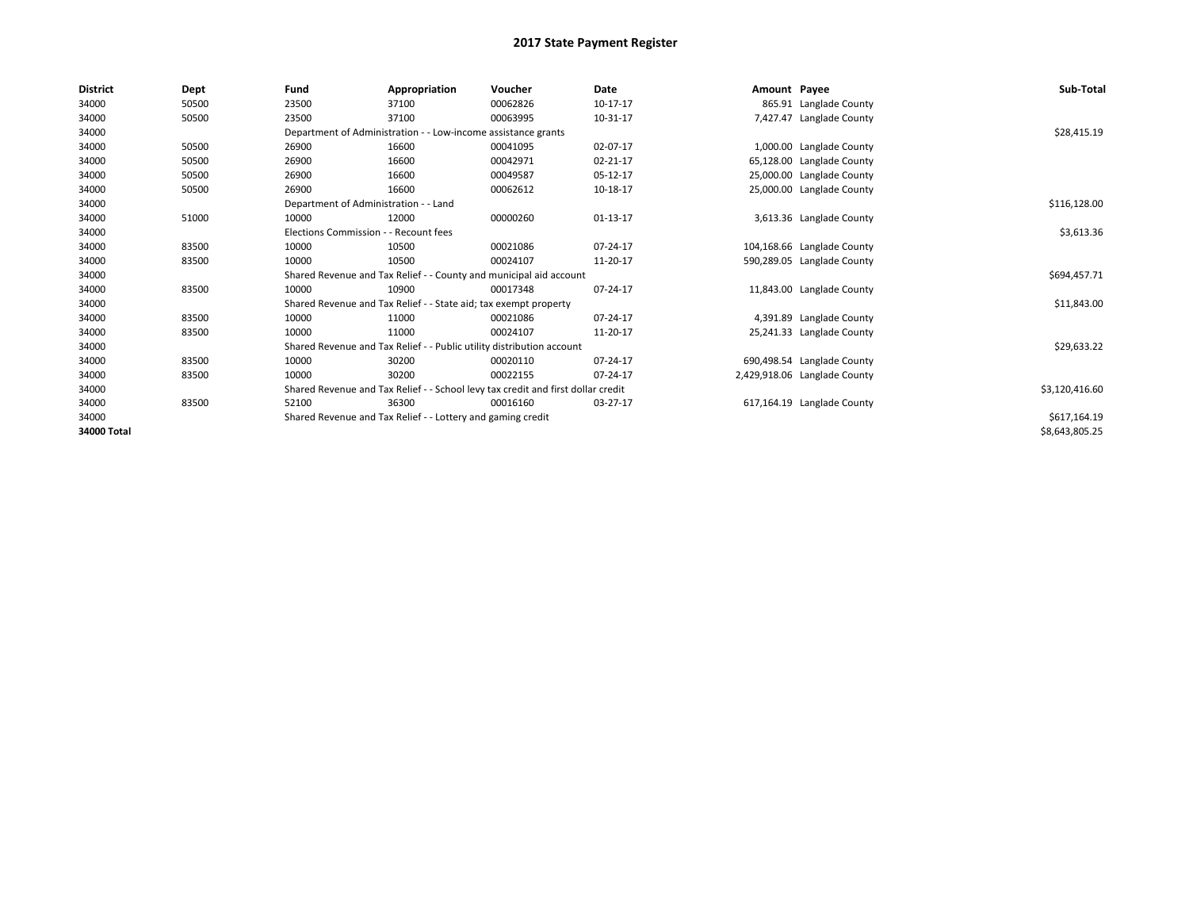# 2017 State Payment Register

| District | Dept | Fund | Appropriation | Voucher | Date | Amount | Payee | Sub-Total |
|---|---|---|---|---|---|---|---|---|
| 34000 | 50500 | 23500 | 37100 | 00062826 | 10-17-17 | 865.91 | Langlade County | |
| 34000 | 50500 | 23500 | 37100 | 00063995 | 10-31-17 | 7,427.47 | Langlade County | |
| 34000 | | Department of Administration - - Low-income assistance grants | | | | | | $28,415.19 |
| 34000 | 50500 | 26900 | 16600 | 00041095 | 02-07-17 | 1,000.00 | Langlade County | |
| 34000 | 50500 | 26900 | 16600 | 00042971 | 02-21-17 | 65,128.00 | Langlade County | |
| 34000 | 50500 | 26900 | 16600 | 00049587 | 05-12-17 | 25,000.00 | Langlade County | |
| 34000 | 50500 | 26900 | 16600 | 00062612 | 10-18-17 | 25,000.00 | Langlade County | |
| 34000 | | Department of Administration - - Land | | | | | | $116,128.00 |
| 34000 | 51000 | 10000 | 12000 | 00000260 | 01-13-17 | 3,613.36 | Langlade County | |
| 34000 | | Elections Commission - - Recount fees | | | | | | $3,613.36 |
| 34000 | 83500 | 10000 | 10500 | 00021086 | 07-24-17 | 104,168.66 | Langlade County | |
| 34000 | 83500 | 10000 | 10500 | 00024107 | 11-20-17 | 590,289.05 | Langlade County | |
| 34000 | | Shared Revenue and Tax Relief - - County and municipal aid account | | | | | | $694,457.71 |
| 34000 | 83500 | 10000 | 10900 | 00017348 | 07-24-17 | 11,843.00 | Langlade County | |
| 34000 | | Shared Revenue and Tax Relief - - State aid; tax exempt property | | | | | | $11,843.00 |
| 34000 | 83500 | 10000 | 11000 | 00021086 | 07-24-17 | 4,391.89 | Langlade County | |
| 34000 | 83500 | 10000 | 11000 | 00024107 | 11-20-17 | 25,241.33 | Langlade County | |
| 34000 | | Shared Revenue and Tax Relief - - Public utility distribution account | | | | | | $29,633.22 |
| 34000 | 83500 | 10000 | 30200 | 00020110 | 07-24-17 | 690,498.54 | Langlade County | |
| 34000 | 83500 | 10000 | 30200 | 00022155 | 07-24-17 | 2,429,918.06 | Langlade County | |
| 34000 | | Shared Revenue and Tax Relief - - School levy tax credit and first dollar credit | | | | | | $3,120,416.60 |
| 34000 | 83500 | 52100 | 36300 | 00016160 | 03-27-17 | 617,164.19 | Langlade County | |
| 34000 | | Shared Revenue and Tax Relief - - Lottery and gaming credit | | | | | | $617,164.19 |
| **34000 Total** | | | | | | | | $8,643,805.25 |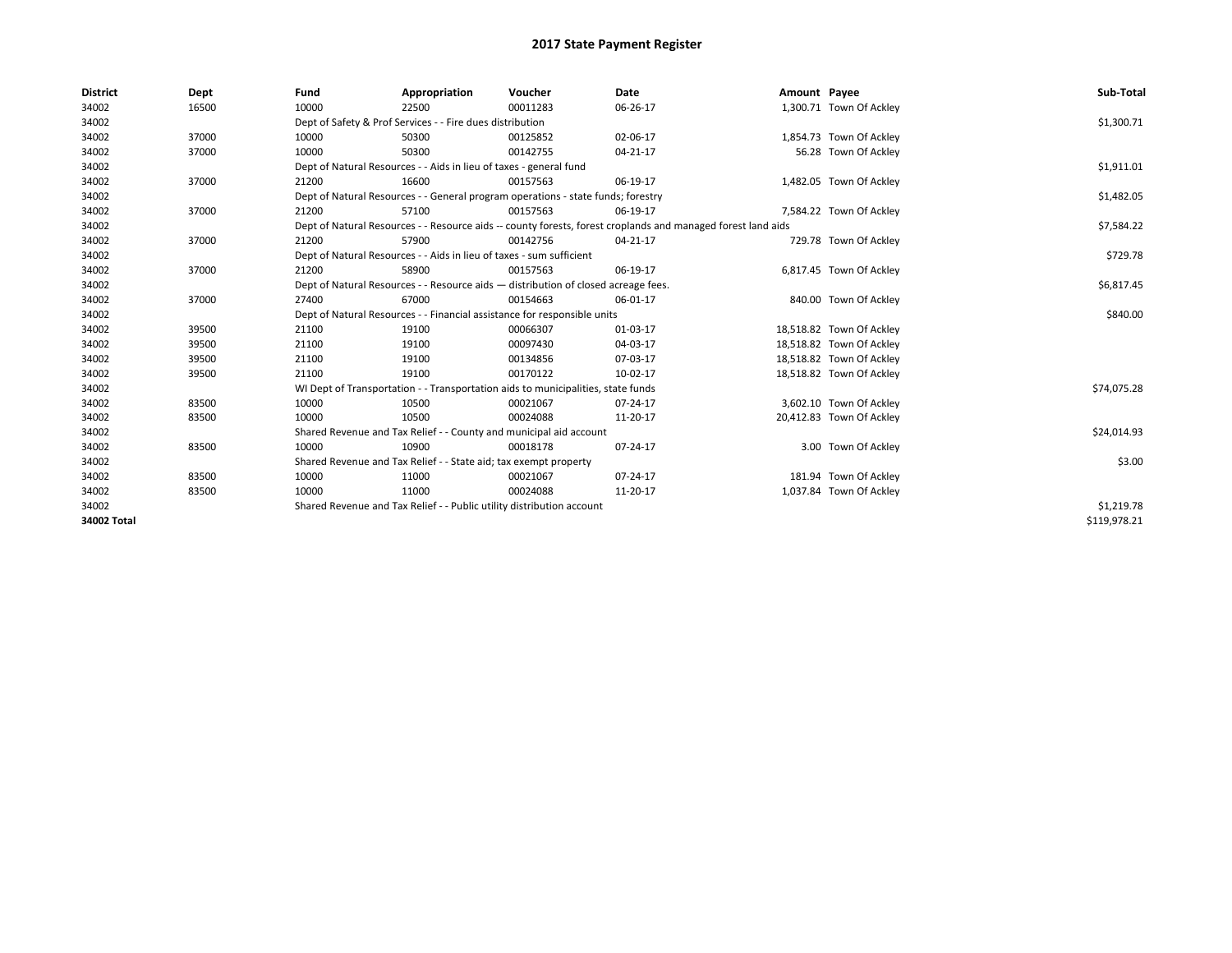# 2017 State Payment Register

| District | Dept | Fund | Appropriation | Voucher | Date | Amount | Payee | Sub-Total |
|---|---|---|---|---|---|---|---|---|
| 34002 | 16500 | 10000 | 22500 | 00011283 | 06-26-17 | 1,300.71 | Town Of Ackley | |
| 34002 | | Dept of Safety & Prof Services - - Fire dues distribution | | | | | | $1,300.71 |
| 34002 | 37000 | 10000 | 50300 | 00125852 | 02-06-17 | 1,854.73 | Town Of Ackley | |
| 34002 | 37000 | 10000 | 50300 | 00142755 | 04-21-17 | 56.28 | Town Of Ackley | |
| 34002 | | Dept of Natural Resources - - Aids in lieu of taxes - general fund | | | | | | $1,911.01 |
| 34002 | 37000 | 21200 | 16600 | 00157563 | 06-19-17 | 1,482.05 | Town Of Ackley | |
| 34002 | | Dept of Natural Resources - - General program operations - state funds; forestry | | | | | | $1,482.05 |
| 34002 | 37000 | 21200 | 57100 | 00157563 | 06-19-17 | 7,584.22 | Town Of Ackley | |
| 34002 | | Dept of Natural Resources - - Resource aids -- county forests, forest croplands and managed forest land aids | | | | | | $7,584.22 |
| 34002 | 37000 | 21200 | 57900 | 00142756 | 04-21-17 | 729.78 | Town Of Ackley | |
| 34002 | | Dept of Natural Resources - - Aids in lieu of taxes - sum sufficient | | | | | | $729.78 |
| 34002 | 37000 | 21200 | 58900 | 00157563 | 06-19-17 | 6,817.45 | Town Of Ackley | |
| 34002 | | Dept of Natural Resources - - Resource aids — distribution of closed acreage fees. | | | | | | $6,817.45 |
| 34002 | 37000 | 27400 | 67000 | 00154663 | 06-01-17 | 840.00 | Town Of Ackley | |
| 34002 | | Dept of Natural Resources - - Financial assistance for responsible units | | | | | | $840.00 |
| 34002 | 39500 | 21100 | 19100 | 00066307 | 01-03-17 | 18,518.82 | Town Of Ackley | |
| 34002 | 39500 | 21100 | 19100 | 00097430 | 04-03-17 | 18,518.82 | Town Of Ackley | |
| 34002 | 39500 | 21100 | 19100 | 00134856 | 07-03-17 | 18,518.82 | Town Of Ackley | |
| 34002 | 39500 | 21100 | 19100 | 00170122 | 10-02-17 | 18,518.82 | Town Of Ackley | |
| 34002 | | WI Dept of Transportation - - Transportation aids to municipalities, state funds | | | | | | $74,075.28 |
| 34002 | 83500 | 10000 | 10500 | 00021067 | 07-24-17 | 3,602.10 | Town Of Ackley | |
| 34002 | 83500 | 10000 | 10500 | 00024088 | 11-20-17 | 20,412.83 | Town Of Ackley | |
| 34002 | | Shared Revenue and Tax Relief - - County and municipal aid account | | | | | | $24,014.93 |
| 34002 | 83500 | 10000 | 10900 | 00018178 | 07-24-17 | 3.00 | Town Of Ackley | |
| 34002 | | Shared Revenue and Tax Relief - - State aid; tax exempt property | | | | | | $3.00 |
| 34002 | 83500 | 10000 | 11000 | 00021067 | 07-24-17 | 181.94 | Town Of Ackley | |
| 34002 | 83500 | 10000 | 11000 | 00024088 | 11-20-17 | 1,037.84 | Town Of Ackley | |
| 34002 | | Shared Revenue and Tax Relief - - Public utility distribution account | | | | | | $1,219.78 |
| **34002 Total** | | | | | | | | $119,978.21 |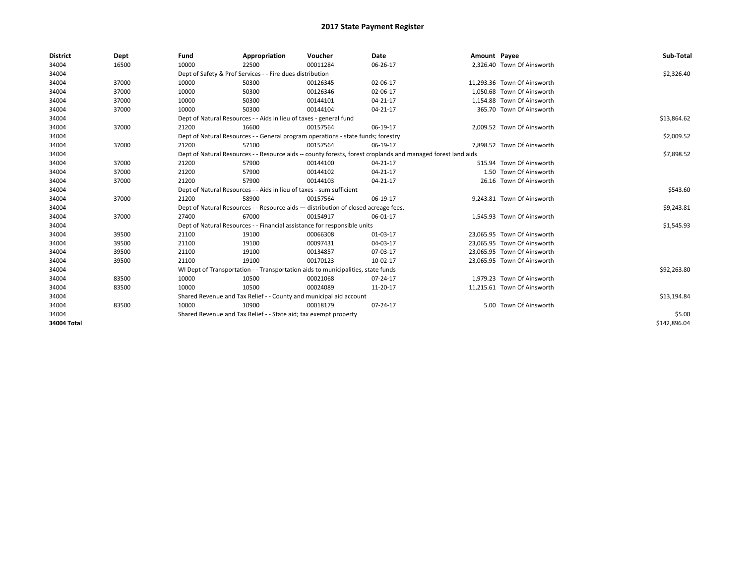# 2017 State Payment Register

| District | Dept | Fund | Appropriation | Voucher | Date | Amount | Payee | Sub-Total |
|---|---|---|---|---|---|---|---|---|
| 34004 | 16500 | 10000 | 22500 | 00011284 | 06-26-17 | 2,326.40 | Town Of Ainsworth | |
| 34004 | | Dept of Safety & Prof Services - - Fire dues distribution | | | | | | $2,326.40 |
| 34004 | 37000 | 10000 | 50300 | 00126345 | 02-06-17 | 11,293.36 | Town Of Ainsworth | |
| 34004 | 37000 | 10000 | 50300 | 00126346 | 02-06-17 | 1,050.68 | Town Of Ainsworth | |
| 34004 | 37000 | 10000 | 50300 | 00144101 | 04-21-17 | 1,154.88 | Town Of Ainsworth | |
| 34004 | 37000 | 10000 | 50300 | 00144104 | 04-21-17 | 365.70 | Town Of Ainsworth | |
| 34004 | | Dept of Natural Resources - - Aids in lieu of taxes - general fund | | | | | | $13,864.62 |
| 34004 | 37000 | 21200 | 16600 | 00157564 | 06-19-17 | 2,009.52 | Town Of Ainsworth | |
| 34004 | | Dept of Natural Resources - - General program operations - state funds; forestry | | | | | | $2,009.52 |
| 34004 | 37000 | 21200 | 57100 | 00157564 | 06-19-17 | 7,898.52 | Town Of Ainsworth | |
| 34004 | | Dept of Natural Resources - - Resource aids -- county forests, forest croplands and managed forest land aids | | | | | | $7,898.52 |
| 34004 | 37000 | 21200 | 57900 | 00144100 | 04-21-17 | 515.94 | Town Of Ainsworth | |
| 34004 | 37000 | 21200 | 57900 | 00144102 | 04-21-17 | 1.50 | Town Of Ainsworth | |
| 34004 | 37000 | 21200 | 57900 | 00144103 | 04-21-17 | 26.16 | Town Of Ainsworth | |
| 34004 | | Dept of Natural Resources - - Aids in lieu of taxes - sum sufficient | | | | | | $543.60 |
| 34004 | 37000 | 21200 | 58900 | 00157564 | 06-19-17 | 9,243.81 | Town Of Ainsworth | |
| 34004 | | Dept of Natural Resources - - Resource aids — distribution of closed acreage fees. | | | | | | $9,243.81 |
| 34004 | 37000 | 27400 | 67000 | 00154917 | 06-01-17 | 1,545.93 | Town Of Ainsworth | |
| 34004 | | Dept of Natural Resources - - Financial assistance for responsible units | | | | | | $1,545.93 |
| 34004 | 39500 | 21100 | 19100 | 00066308 | 01-03-17 | 23,065.95 | Town Of Ainsworth | |
| 34004 | 39500 | 21100 | 19100 | 00097431 | 04-03-17 | 23,065.95 | Town Of Ainsworth | |
| 34004 | 39500 | 21100 | 19100 | 00134857 | 07-03-17 | 23,065.95 | Town Of Ainsworth | |
| 34004 | 39500 | 21100 | 19100 | 00170123 | 10-02-17 | 23,065.95 | Town Of Ainsworth | |
| 34004 | | WI Dept of Transportation - - Transportation aids to municipalities, state funds | | | | | | $92,263.80 |
| 34004 | 83500 | 10000 | 10500 | 00021068 | 07-24-17 | 1,979.23 | Town Of Ainsworth | |
| 34004 | 83500 | 10000 | 10500 | 00024089 | 11-20-17 | 11,215.61 | Town Of Ainsworth | |
| 34004 | | Shared Revenue and Tax Relief - - County and municipal aid account | | | | | | $13,194.84 |
| 34004 | 83500 | 10000 | 10900 | 00018179 | 07-24-17 | 5.00 | Town Of Ainsworth | |
| 34004 | | Shared Revenue and Tax Relief - - State aid; tax exempt property | | | | | | $5.00 |
| **34004 Total** | | | | | | | | $142,896.04 |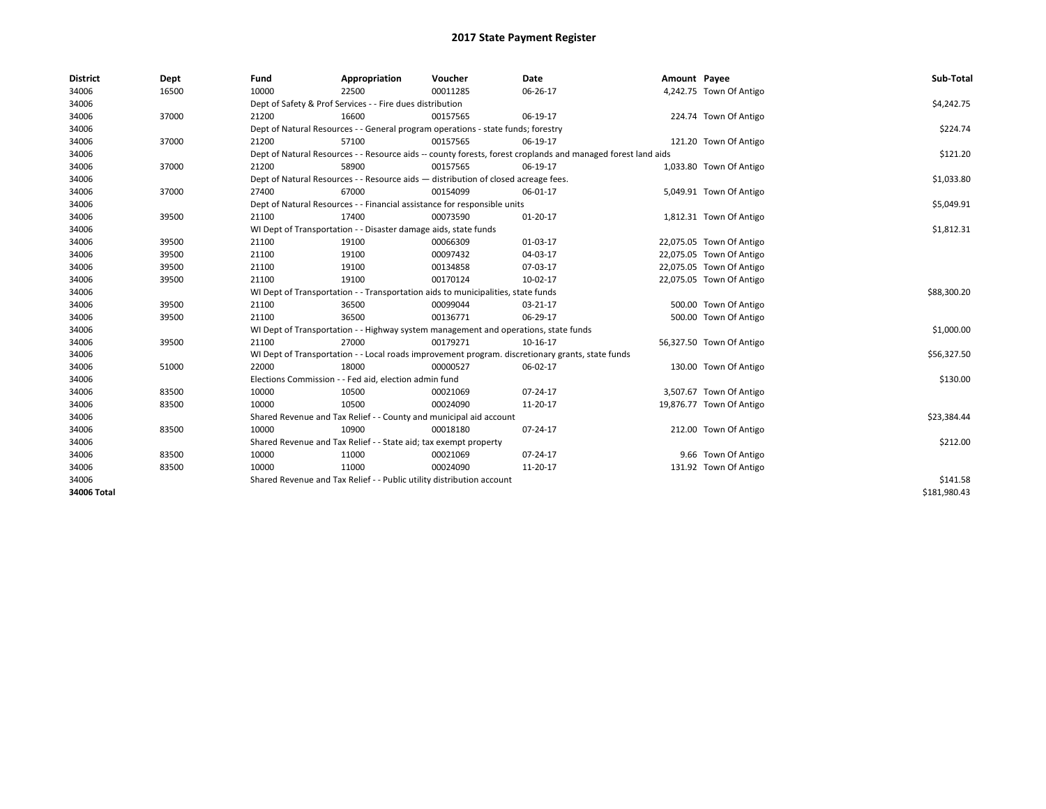# 2017 State Payment Register

| District | Dept | Fund | Appropriation | Voucher | Date | Amount | Payee | Sub-Total |
|---|---|---|---|---|---|---|---|---|
| 34006 | 16500 | 10000 | 22500 | 00011285 | 06-26-17 | 4,242.75 | Town Of Antigo | |
| 34006 | | Dept of Safety & Prof Services - - Fire dues distribution | | | | | | $4,242.75 |
| 34006 | 37000 | 21200 | 16600 | 00157565 | 06-19-17 | 224.74 | Town Of Antigo | |
| 34006 | | Dept of Natural Resources - - General program operations - state funds; forestry | | | | | | $224.74 |
| 34006 | 37000 | 21200 | 57100 | 00157565 | 06-19-17 | 121.20 | Town Of Antigo | |
| 34006 | | Dept of Natural Resources - - Resource aids -- county forests, forest croplands and managed forest land aids | | | | | | $121.20 |
| 34006 | 37000 | 21200 | 58900 | 00157565 | 06-19-17 | 1,033.80 | Town Of Antigo | |
| 34006 | | Dept of Natural Resources - - Resource aids — distribution of closed acreage fees. | | | | | | $1,033.80 |
| 34006 | 37000 | 27400 | 67000 | 00154099 | 06-01-17 | 5,049.91 | Town Of Antigo | |
| 34006 | | Dept of Natural Resources - - Financial assistance for responsible units | | | | | | $5,049.91 |
| 34006 | 39500 | 21100 | 17400 | 00073590 | 01-20-17 | 1,812.31 | Town Of Antigo | |
| 34006 | | WI Dept of Transportation - - Disaster damage aids, state funds | | | | | | $1,812.31 |
| 34006 | 39500 | 21100 | 19100 | 00066309 | 01-03-17 | 22,075.05 | Town Of Antigo | |
| 34006 | 39500 | 21100 | 19100 | 00097432 | 04-03-17 | 22,075.05 | Town Of Antigo | |
| 34006 | 39500 | 21100 | 19100 | 00134858 | 07-03-17 | 22,075.05 | Town Of Antigo | |
| 34006 | 39500 | 21100 | 19100 | 00170124 | 10-02-17 | 22,075.05 | Town Of Antigo | |
| 34006 | | WI Dept of Transportation - - Transportation aids to municipalities, state funds | | | | | | $88,300.20 |
| 34006 | 39500 | 21100 | 36500 | 00099044 | 03-21-17 | 500.00 | Town Of Antigo | |
| 34006 | 39500 | 21100 | 36500 | 00136771 | 06-29-17 | 500.00 | Town Of Antigo | |
| 34006 | | WI Dept of Transportation - - Highway system management and operations, state funds | | | | | | $1,000.00 |
| 34006 | 39500 | 21100 | 27000 | 00179271 | 10-16-17 | 56,327.50 | Town Of Antigo | |
| 34006 | | WI Dept of Transportation - - Local roads improvement program. discretionary grants, state funds | | | | | | $56,327.50 |
| 34006 | 51000 | 22000 | 18000 | 00000527 | 06-02-17 | 130.00 | Town Of Antigo | |
| 34006 | | Elections Commission - - Fed aid, election admin fund | | | | | | $130.00 |
| 34006 | 83500 | 10000 | 10500 | 00021069 | 07-24-17 | 3,507.67 | Town Of Antigo | |
| 34006 | 83500 | 10000 | 10500 | 00024090 | 11-20-17 | 19,876.77 | Town Of Antigo | |
| 34006 | | Shared Revenue and Tax Relief - - County and municipal aid account | | | | | | $23,384.44 |
| 34006 | 83500 | 10000 | 10900 | 00018180 | 07-24-17 | 212.00 | Town Of Antigo | |
| 34006 | | Shared Revenue and Tax Relief - - State aid; tax exempt property | | | | | | $212.00 |
| 34006 | 83500 | 10000 | 11000 | 00021069 | 07-24-17 | 9.66 | Town Of Antigo | |
| 34006 | 83500 | 10000 | 11000 | 00024090 | 11-20-17 | 131.92 | Town Of Antigo | |
| 34006 | | Shared Revenue and Tax Relief - - Public utility distribution account | | | | | | $141.58 |
| 34006 Total | | | | | | | | $181,980.43 |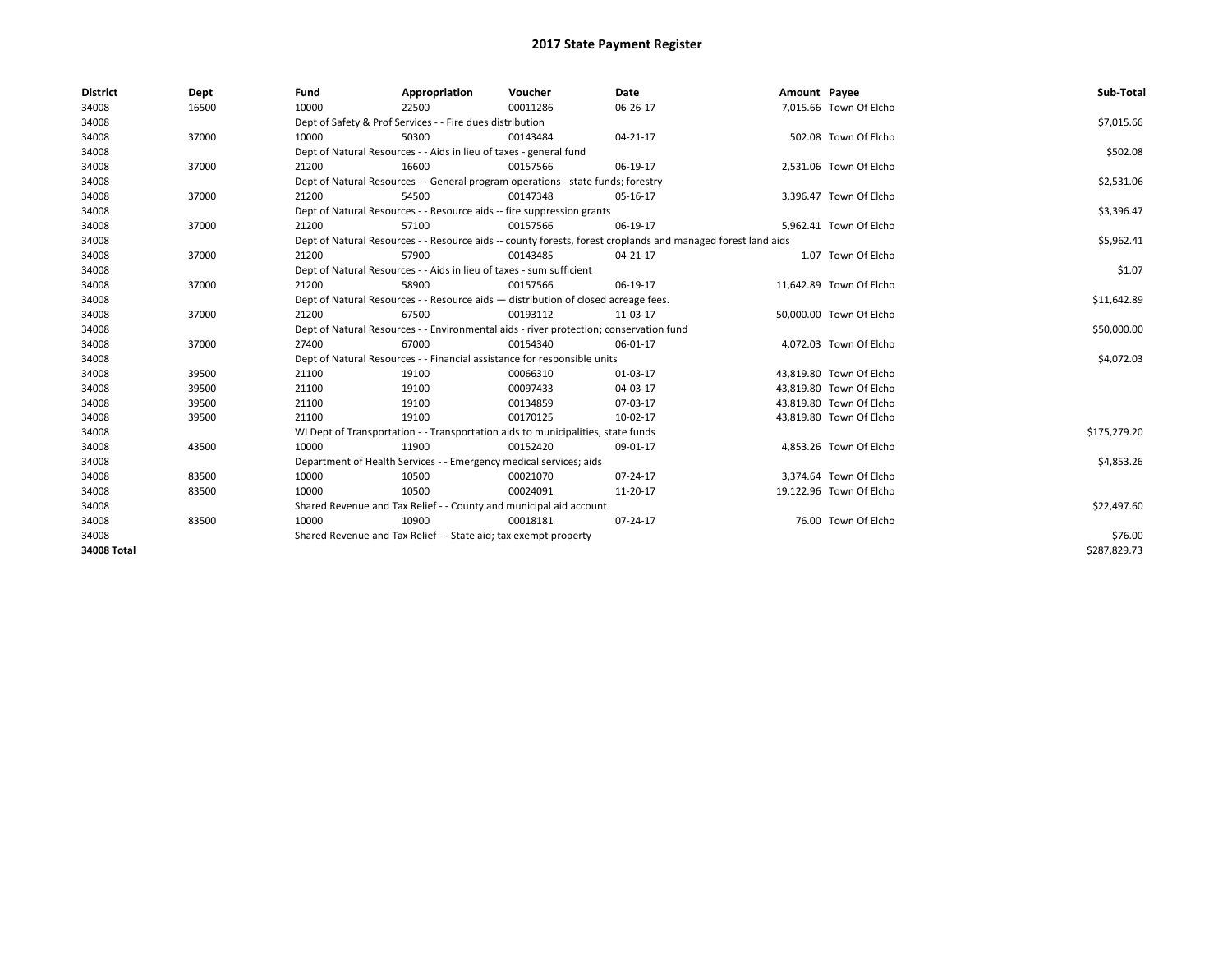# 2017 State Payment Register

| District | Dept | Fund | Appropriation | Voucher | Date | Amount | Payee | Sub-Total |
|---|---|---|---|---|---|---|---|---|
| 34008 | 16500 | 10000 | 22500 | 00011286 | 06-26-17 | 7,015.66 | Town Of Elcho | |
| 34008 | | Dept of Safety & Prof Services - - Fire dues distribution | | | | | | $7,015.66 |
| 34008 | 37000 | 10000 | 50300 | 00143484 | 04-21-17 | 502.08 | Town Of Elcho | |
| 34008 | | Dept of Natural Resources - - Aids in lieu of taxes - general fund | | | | | | $502.08 |
| 34008 | 37000 | 21200 | 16600 | 00157566 | 06-19-17 | 2,531.06 | Town Of Elcho | |
| 34008 | | Dept of Natural Resources - - General program operations - state funds; forestry | | | | | | $2,531.06 |
| 34008 | 37000 | 21200 | 54500 | 00147348 | 05-16-17 | 3,396.47 | Town Of Elcho | |
| 34008 | | Dept of Natural Resources - - Resource aids -- fire suppression grants | | | | | | $3,396.47 |
| 34008 | 37000 | 21200 | 57100 | 00157566 | 06-19-17 | 5,962.41 | Town Of Elcho | |
| 34008 | | Dept of Natural Resources - - Resource aids -- county forests, forest croplands and managed forest land aids | | | | | | $5,962.41 |
| 34008 | 37000 | 21200 | 57900 | 00143485 | 04-21-17 | 1.07 | Town Of Elcho | |
| 34008 | | Dept of Natural Resources - - Aids in lieu of taxes - sum sufficient | | | | | | $1.07 |
| 34008 | 37000 | 21200 | 58900 | 00157566 | 06-19-17 | 11,642.89 | Town Of Elcho | |
| 34008 | | Dept of Natural Resources - - Resource aids — distribution of closed acreage fees. | | | | | | $11,642.89 |
| 34008 | 37000 | 21200 | 67500 | 00193112 | 11-03-17 | 50,000.00 | Town Of Elcho | |
| 34008 | | Dept of Natural Resources - - Environmental aids - river protection; conservation fund | | | | | | $50,000.00 |
| 34008 | 37000 | 27400 | 67000 | 00154340 | 06-01-17 | 4,072.03 | Town Of Elcho | |
| 34008 | | Dept of Natural Resources - - Financial assistance for responsible units | | | | | | $4,072.03 |
| 34008 | 39500 | 21100 | 19100 | 00066310 | 01-03-17 | 43,819.80 | Town Of Elcho | |
| 34008 | 39500 | 21100 | 19100 | 00097433 | 04-03-17 | 43,819.80 | Town Of Elcho | |
| 34008 | 39500 | 21100 | 19100 | 00134859 | 07-03-17 | 43,819.80 | Town Of Elcho | |
| 34008 | 39500 | 21100 | 19100 | 00170125 | 10-02-17 | 43,819.80 | Town Of Elcho | |
| 34008 | | WI Dept of Transportation - - Transportation aids to municipalities, state funds | | | | | | $175,279.20 |
| 34008 | 43500 | 10000 | 11900 | 00152420 | 09-01-17 | 4,853.26 | Town Of Elcho | |
| 34008 | | Department of Health Services - - Emergency medical services; aids | | | | | | $4,853.26 |
| 34008 | 83500 | 10000 | 10500 | 00021070 | 07-24-17 | 3,374.64 | Town Of Elcho | |
| 34008 | 83500 | 10000 | 10500 | 00024091 | 11-20-17 | 19,122.96 | Town Of Elcho | |
| 34008 | | Shared Revenue and Tax Relief - - County and municipal aid account | | | | | | $22,497.60 |
| 34008 | 83500 | 10000 | 10900 | 00018181 | 07-24-17 | 76.00 | Town Of Elcho | |
| 34008 | | Shared Revenue and Tax Relief - - State aid; tax exempt property | | | | | | $76.00 |
| **34008 Total** | | | | | | | | $287,829.73 |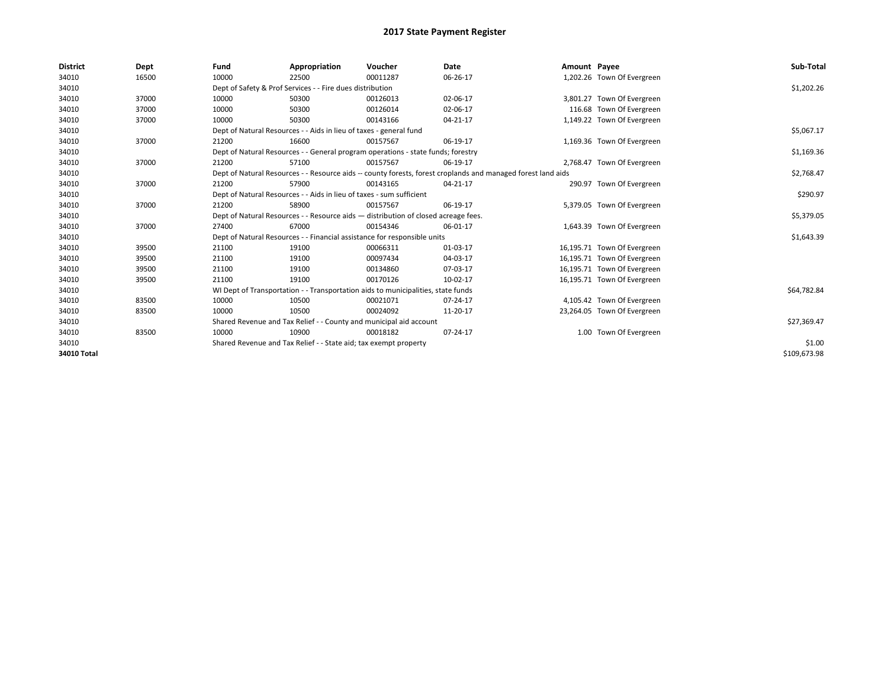# 2017 State Payment Register

| District | Dept | Fund | Appropriation | Voucher | Date | Amount | Payee | Sub-Total |
|---|---|---|---|---|---|---|---|---|
| 34010 | 16500 | 10000 | 22500 | 00011287 | 06-26-17 | 1,202.26 | Town Of Evergreen | |
| 34010 | | Dept of Safety & Prof Services - - Fire dues distribution | | | | | | $1,202.26 |
| 34010 | 37000 | 10000 | 50300 | 00126013 | 02-06-17 | 3,801.27 | Town Of Evergreen | |
| 34010 | 37000 | 10000 | 50300 | 00126014 | 02-06-17 | 116.68 | Town Of Evergreen | |
| 34010 | 37000 | 10000 | 50300 | 00143166 | 04-21-17 | 1,149.22 | Town Of Evergreen | |
| 34010 | | Dept of Natural Resources - - Aids in lieu of taxes - general fund | | | | | | $5,067.17 |
| 34010 | 37000 | 21200 | 16600 | 00157567 | 06-19-17 | 1,169.36 | Town Of Evergreen | |
| 34010 | | Dept of Natural Resources - - General program operations - state funds; forestry | | | | | | $1,169.36 |
| 34010 | 37000 | 21200 | 57100 | 00157567 | 06-19-17 | 2,768.47 | Town Of Evergreen | |
| 34010 | | Dept of Natural Resources - - Resource aids -- county forests, forest croplands and managed forest land aids | | | | | | $2,768.47 |
| 34010 | 37000 | 21200 | 57900 | 00143165 | 04-21-17 | 290.97 | Town Of Evergreen | |
| 34010 | | Dept of Natural Resources - - Aids in lieu of taxes - sum sufficient | | | | | | $290.97 |
| 34010 | 37000 | 21200 | 58900 | 00157567 | 06-19-17 | 5,379.05 | Town Of Evergreen | |
| 34010 | | Dept of Natural Resources - - Resource aids — distribution of closed acreage fees. | | | | | | $5,379.05 |
| 34010 | 37000 | 27400 | 67000 | 00154346 | 06-01-17 | 1,643.39 | Town Of Evergreen | |
| 34010 | | Dept of Natural Resources - - Financial assistance for responsible units | | | | | | $1,643.39 |
| 34010 | 39500 | 21100 | 19100 | 00066311 | 01-03-17 | 16,195.71 | Town Of Evergreen | |
| 34010 | 39500 | 21100 | 19100 | 00097434 | 04-03-17 | 16,195.71 | Town Of Evergreen | |
| 34010 | 39500 | 21100 | 19100 | 00134860 | 07-03-17 | 16,195.71 | Town Of Evergreen | |
| 34010 | 39500 | 21100 | 19100 | 00170126 | 10-02-17 | 16,195.71 | Town Of Evergreen | |
| 34010 | | WI Dept of Transportation - - Transportation aids to municipalities, state funds | | | | | | $64,782.84 |
| 34010 | 83500 | 10000 | 10500 | 00021071 | 07-24-17 | 4,105.42 | Town Of Evergreen | |
| 34010 | 83500 | 10000 | 10500 | 00024092 | 11-20-17 | 23,264.05 | Town Of Evergreen | |
| 34010 | | Shared Revenue and Tax Relief - - County and municipal aid account | | | | | | $27,369.47 |
| 34010 | 83500 | 10000 | 10900 | 00018182 | 07-24-17 | 1.00 | Town Of Evergreen | |
| 34010 | | Shared Revenue and Tax Relief - - State aid; tax exempt property | | | | | | $1.00 |
| 34010 Total | | | | | | | | $109,673.98 |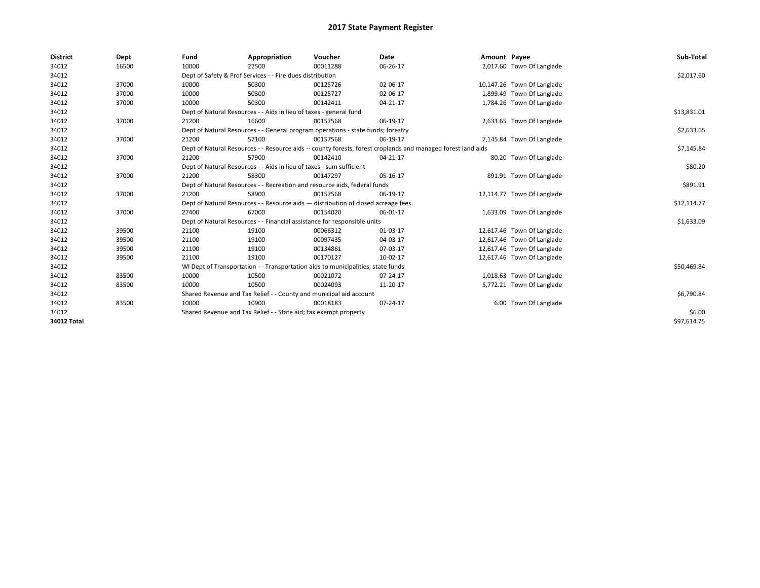# 2017 State Payment Register

| District | Dept | Fund | Appropriation | Voucher | Date | Amount | Payee | Sub-Total |
|---|---|---|---|---|---|---|---|---|
| 34012 | 16500 | 10000 | 22500 | 00011288 | 06-26-17 | 2,017.60 | Town Of Langlade | |
| 34012 | | Dept of Safety & Prof Services - - Fire dues distribution | | | | | | $2,017.60 |
| 34012 | 37000 | 10000 | 50300 | 00125726 | 02-06-17 | 10,147.26 | Town Of Langlade | |
| 34012 | 37000 | 10000 | 50300 | 00125727 | 02-06-17 | 1,899.49 | Town Of Langlade | |
| 34012 | 37000 | 10000 | 50300 | 00142411 | 04-21-17 | 1,784.26 | Town Of Langlade | |
| 34012 | | Dept of Natural Resources - - Aids in lieu of taxes - general fund | | | | | | $13,831.01 |
| 34012 | 37000 | 21200 | 16600 | 00157568 | 06-19-17 | 2,633.65 | Town Of Langlade | |
| 34012 | | Dept of Natural Resources - - General program operations - state funds; forestry | | | | | | $2,633.65 |
| 34012 | 37000 | 21200 | 57100 | 00157568 | 06-19-17 | 7,145.84 | Town Of Langlade | |
| 34012 | | Dept of Natural Resources - - Resource aids -- county forests, forest croplands and managed forest land aids | | | | | | $7,145.84 |
| 34012 | 37000 | 21200 | 57900 | 00142410 | 04-21-17 | 80.20 | Town Of Langlade | |
| 34012 | | Dept of Natural Resources - - Aids in lieu of taxes - sum sufficient | | | | | | $80.20 |
| 34012 | 37000 | 21200 | 58300 | 00147297 | 05-16-17 | 891.91 | Town Of Langlade | |
| 34012 | | Dept of Natural Resources - - Recreation and resource aids, federal funds | | | | | | $891.91 |
| 34012 | 37000 | 21200 | 58900 | 00157568 | 06-19-17 | 12,114.77 | Town Of Langlade | |
| 34012 | | Dept of Natural Resources - - Resource aids — distribution of closed acreage fees. | | | | | | $12,114.77 |
| 34012 | 37000 | 27400 | 67000 | 00154020 | 06-01-17 | 1,633.09 | Town Of Langlade | |
| 34012 | | Dept of Natural Resources - - Financial assistance for responsible units | | | | | | $1,633.09 |
| 34012 | 39500 | 21100 | 19100 | 00066312 | 01-03-17 | 12,617.46 | Town Of Langlade | |
| 34012 | 39500 | 21100 | 19100 | 00097435 | 04-03-17 | 12,617.46 | Town Of Langlade | |
| 34012 | 39500 | 21100 | 19100 | 00134861 | 07-03-17 | 12,617.46 | Town Of Langlade | |
| 34012 | 39500 | 21100 | 19100 | 00170127 | 10-02-17 | 12,617.46 | Town Of Langlade | |
| 34012 | | WI Dept of Transportation - - Transportation aids to municipalities, state funds | | | | | | $50,469.84 |
| 34012 | 83500 | 10000 | 10500 | 00021072 | 07-24-17 | 1,018.63 | Town Of Langlade | |
| 34012 | 83500 | 10000 | 10500 | 00024093 | 11-20-17 | 5,772.21 | Town Of Langlade | |
| 34012 | | Shared Revenue and Tax Relief - - County and municipal aid account | | | | | | $6,790.84 |
| 34012 | 83500 | 10000 | 10900 | 00018183 | 07-24-17 | 6.00 | Town Of Langlade | |
| 34012 | | Shared Revenue and Tax Relief - - State aid; tax exempt property | | | | | | $6.00 |
| **34012 Total** | | | | | | | | $97,614.75 |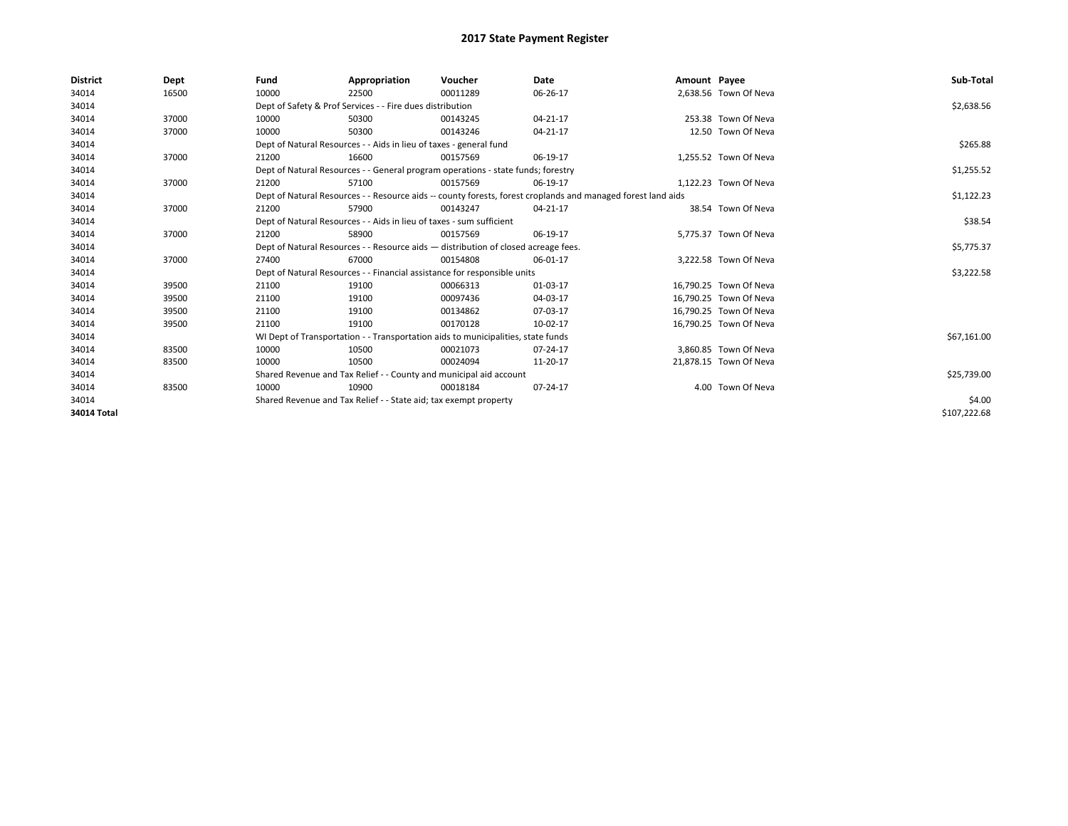# 2017 State Payment Register

| District | Dept | Fund | Appropriation | Voucher | Date | Amount | Payee | Sub-Total |
|---|---|---|---|---|---|---|---|---|
| 34014 | 16500 | 10000 | 22500 | 00011289 | 06-26-17 | 2,638.56 | Town Of Neva | |
| 34014 | | Dept of Safety & Prof Services - - Fire dues distribution | | | | | | $2,638.56 |
| 34014 | 37000 | 10000 | 50300 | 00143245 | 04-21-17 | 253.38 | Town Of Neva | |
| 34014 | 37000 | 10000 | 50300 | 00143246 | 04-21-17 | 12.50 | Town Of Neva | |
| 34014 | | Dept of Natural Resources - - Aids in lieu of taxes - general fund | | | | | | $265.88 |
| 34014 | 37000 | 21200 | 16600 | 00157569 | 06-19-17 | 1,255.52 | Town Of Neva | |
| 34014 | | Dept of Natural Resources - - General program operations - state funds; forestry | | | | | | $1,255.52 |
| 34014 | 37000 | 21200 | 57100 | 00157569 | 06-19-17 | 1,122.23 | Town Of Neva | |
| 34014 | | Dept of Natural Resources - - Resource aids -- county forests, forest croplands and managed forest land aids | | | | | | $1,122.23 |
| 34014 | 37000 | 21200 | 57900 | 00143247 | 04-21-17 | 38.54 | Town Of Neva | |
| 34014 | | Dept of Natural Resources - - Aids in lieu of taxes - sum sufficient | | | | | | $38.54 |
| 34014 | 37000 | 21200 | 58900 | 00157569 | 06-19-17 | 5,775.37 | Town Of Neva | |
| 34014 | | Dept of Natural Resources - - Resource aids — distribution of closed acreage fees. | | | | | | $5,775.37 |
| 34014 | 37000 | 27400 | 67000 | 00154808 | 06-01-17 | 3,222.58 | Town Of Neva | |
| 34014 | | Dept of Natural Resources - - Financial assistance for responsible units | | | | | | $3,222.58 |
| 34014 | 39500 | 21100 | 19100 | 00066313 | 01-03-17 | 16,790.25 | Town Of Neva | |
| 34014 | 39500 | 21100 | 19100 | 00097436 | 04-03-17 | 16,790.25 | Town Of Neva | |
| 34014 | 39500 | 21100 | 19100 | 00134862 | 07-03-17 | 16,790.25 | Town Of Neva | |
| 34014 | 39500 | 21100 | 19100 | 00170128 | 10-02-17 | 16,790.25 | Town Of Neva | |
| 34014 | | WI Dept of Transportation - - Transportation aids to municipalities, state funds | | | | | | $67,161.00 |
| 34014 | 83500 | 10000 | 10500 | 00021073 | 07-24-17 | 3,860.85 | Town Of Neva | |
| 34014 | 83500 | 10000 | 10500 | 00024094 | 11-20-17 | 21,878.15 | Town Of Neva | |
| 34014 | | Shared Revenue and Tax Relief - - County and municipal aid account | | | | | | $25,739.00 |
| 34014 | 83500 | 10000 | 10900 | 00018184 | 07-24-17 | 4.00 | Town Of Neva | |
| 34014 | | Shared Revenue and Tax Relief - - State aid; tax exempt property | | | | | | $4.00 |
| 34014 Total | | | | | | | | $107,222.68 |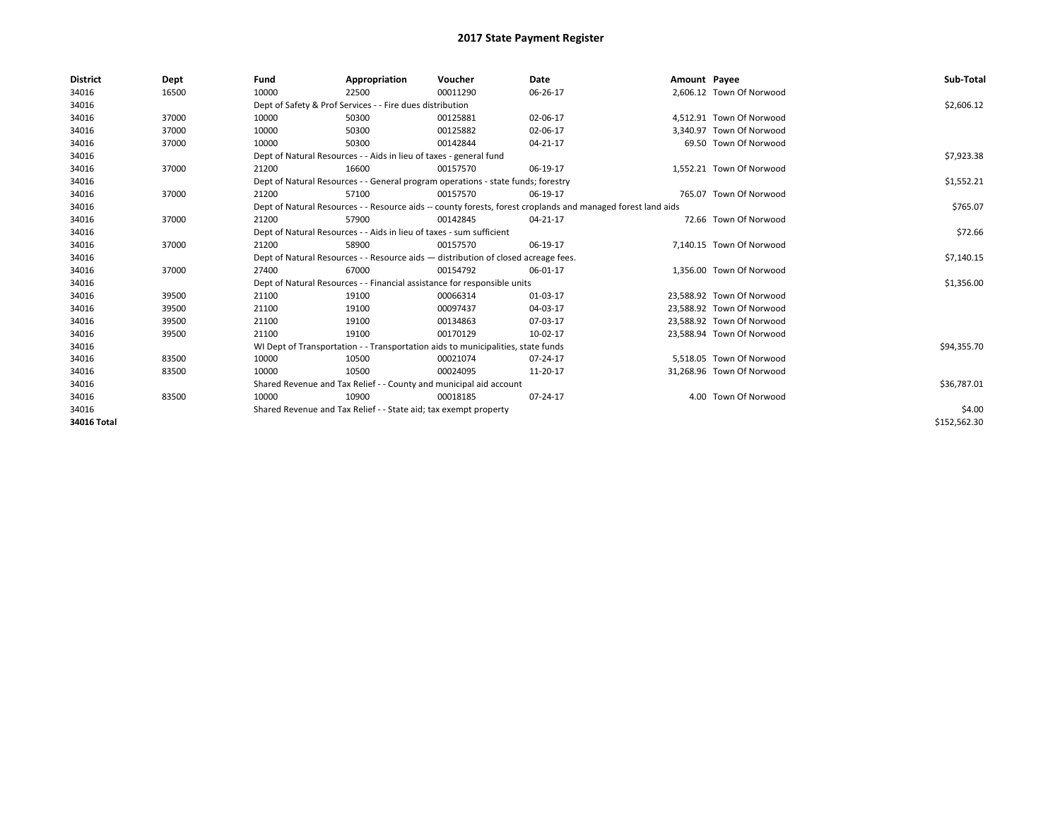# 2017 State Payment Register

| District | Dept | Fund | Appropriation | Voucher | Date | Amount | Payee | Sub-Total |
|---|---|---|---|---|---|---|---|---|
| 34016 | 16500 | 10000 | 22500 | 00011290 | 06-26-17 | 2,606.12 | Town Of Norwood | |
| 34016 | | Dept of Safety & Prof Services - - Fire dues distribution | | | | | | $2,606.12 |
| 34016 | 37000 | 10000 | 50300 | 00125881 | 02-06-17 | 4,512.91 | Town Of Norwood | |
| 34016 | 37000 | 10000 | 50300 | 00125882 | 02-06-17 | 3,340.97 | Town Of Norwood | |
| 34016 | 37000 | 10000 | 50300 | 00142844 | 04-21-17 | 69.50 | Town Of Norwood | |
| 34016 | | Dept of Natural Resources - - Aids in lieu of taxes - general fund | | | | | | $7,923.38 |
| 34016 | 37000 | 21200 | 16600 | 00157570 | 06-19-17 | 1,552.21 | Town Of Norwood | |
| 34016 | | Dept of Natural Resources - - General program operations - state funds; forestry | | | | | | $1,552.21 |
| 34016 | 37000 | 21200 | 57100 | 00157570 | 06-19-17 | 765.07 | Town Of Norwood | |
| 34016 | | Dept of Natural Resources - - Resource aids -- county forests, forest croplands and managed forest land aids | | | | | | $765.07 |
| 34016 | 37000 | 21200 | 57900 | 00142845 | 04-21-17 | 72.66 | Town Of Norwood | |
| 34016 | | Dept of Natural Resources - - Aids in lieu of taxes - sum sufficient | | | | | | $72.66 |
| 34016 | 37000 | 21200 | 58900 | 00157570 | 06-19-17 | 7,140.15 | Town Of Norwood | |
| 34016 | | Dept of Natural Resources - - Resource aids — distribution of closed acreage fees. | | | | | | $7,140.15 |
| 34016 | 37000 | 27400 | 67000 | 00154792 | 06-01-17 | 1,356.00 | Town Of Norwood | |
| 34016 | | Dept of Natural Resources - - Financial assistance for responsible units | | | | | | $1,356.00 |
| 34016 | 39500 | 21100 | 19100 | 00066314 | 01-03-17 | 23,588.92 | Town Of Norwood | |
| 34016 | 39500 | 21100 | 19100 | 00097437 | 04-03-17 | 23,588.92 | Town Of Norwood | |
| 34016 | 39500 | 21100 | 19100 | 00134863 | 07-03-17 | 23,588.92 | Town Of Norwood | |
| 34016 | 39500 | 21100 | 19100 | 00170129 | 10-02-17 | 23,588.94 | Town Of Norwood | |
| 34016 | | WI Dept of Transportation - - Transportation aids to municipalities, state funds | | | | | | $94,355.70 |
| 34016 | 83500 | 10000 | 10500 | 00021074 | 07-24-17 | 5,518.05 | Town Of Norwood | |
| 34016 | 83500 | 10000 | 10500 | 00024095 | 11-20-17 | 31,268.96 | Town Of Norwood | |
| 34016 | | Shared Revenue and Tax Relief - - County and municipal aid account | | | | | | $36,787.01 |
| 34016 | 83500 | 10000 | 10900 | 00018185 | 07-24-17 | 4.00 | Town Of Norwood | |
| 34016 | | Shared Revenue and Tax Relief - - State aid; tax exempt property | | | | | | $4.00 |
| 34016 Total | | | | | | | | $152,562.30 |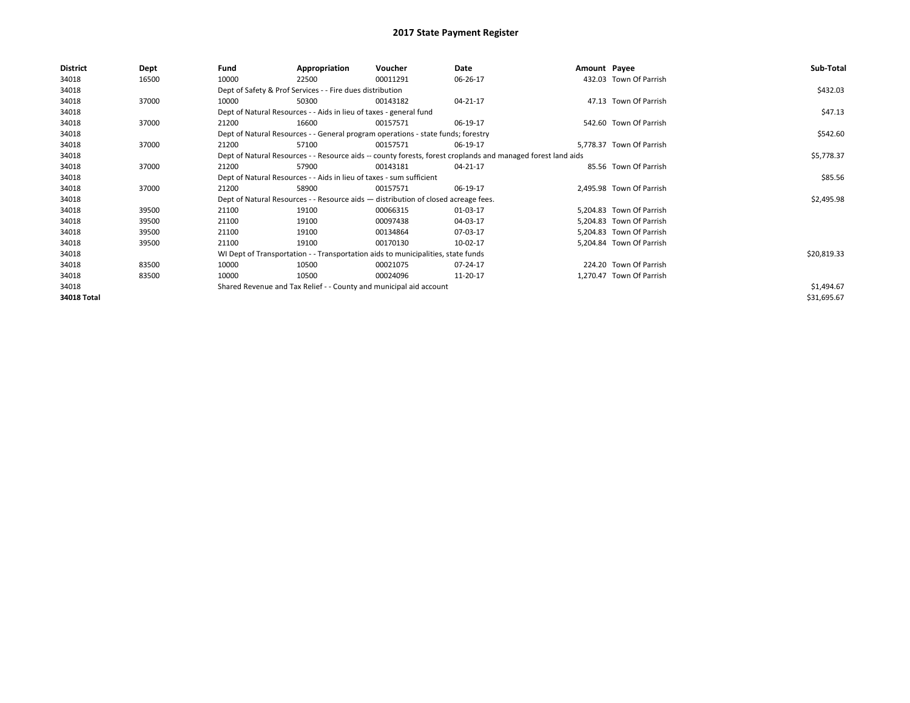# 2017 State Payment Register

| District | Dept | Fund | Appropriation | Voucher | Date | Amount | Payee | Sub-Total |
|---|---|---|---|---|---|---|---|---|
| 34018 | 16500 | 10000 | 22500 | 00011291 | 06-26-17 | 432.03 | Town Of Parrish | |
| 34018 | | Dept of Safety & Prof Services - - Fire dues distribution | | | | | | $432.03 |
| 34018 | 37000 | 10000 | 50300 | 00143182 | 04-21-17 | 47.13 | Town Of Parrish | |
| 34018 | | Dept of Natural Resources - - Aids in lieu of taxes - general fund | | | | | | $47.13 |
| 34018 | 37000 | 21200 | 16600 | 00157571 | 06-19-17 | 542.60 | Town Of Parrish | |
| 34018 | | Dept of Natural Resources - - General program operations - state funds; forestry | | | | | | $542.60 |
| 34018 | 37000 | 21200 | 57100 | 00157571 | 06-19-17 | 5,778.37 | Town Of Parrish | |
| 34018 | | Dept of Natural Resources - - Resource aids -- county forests, forest croplands and managed forest land aids | | | | | | $5,778.37 |
| 34018 | 37000 | 21200 | 57900 | 00143181 | 04-21-17 | 85.56 | Town Of Parrish | |
| 34018 | | Dept of Natural Resources - - Aids in lieu of taxes - sum sufficient | | | | | | $85.56 |
| 34018 | 37000 | 21200 | 58900 | 00157571 | 06-19-17 | 2,495.98 | Town Of Parrish | |
| 34018 | | Dept of Natural Resources - - Resource aids — distribution of closed acreage fees. | | | | | | $2,495.98 |
| 34018 | 39500 | 21100 | 19100 | 00066315 | 01-03-17 | 5,204.83 | Town Of Parrish | |
| 34018 | 39500 | 21100 | 19100 | 00097438 | 04-03-17 | 5,204.83 | Town Of Parrish | |
| 34018 | 39500 | 21100 | 19100 | 00134864 | 07-03-17 | 5,204.83 | Town Of Parrish | |
| 34018 | 39500 | 21100 | 19100 | 00170130 | 10-02-17 | 5,204.84 | Town Of Parrish | |
| 34018 | | WI Dept of Transportation - - Transportation aids to municipalities, state funds | | | | | | $20,819.33 |
| 34018 | 83500 | 10000 | 10500 | 00021075 | 07-24-17 | 224.20 | Town Of Parrish | |
| 34018 | 83500 | 10000 | 10500 | 00024096 | 11-20-17 | 1,270.47 | Town Of Parrish | |
| 34018 | | Shared Revenue and Tax Relief - - County and municipal aid account | | | | | | $1,494.67 |
| **34018 Total** | | | | | | | | $31,695.67 |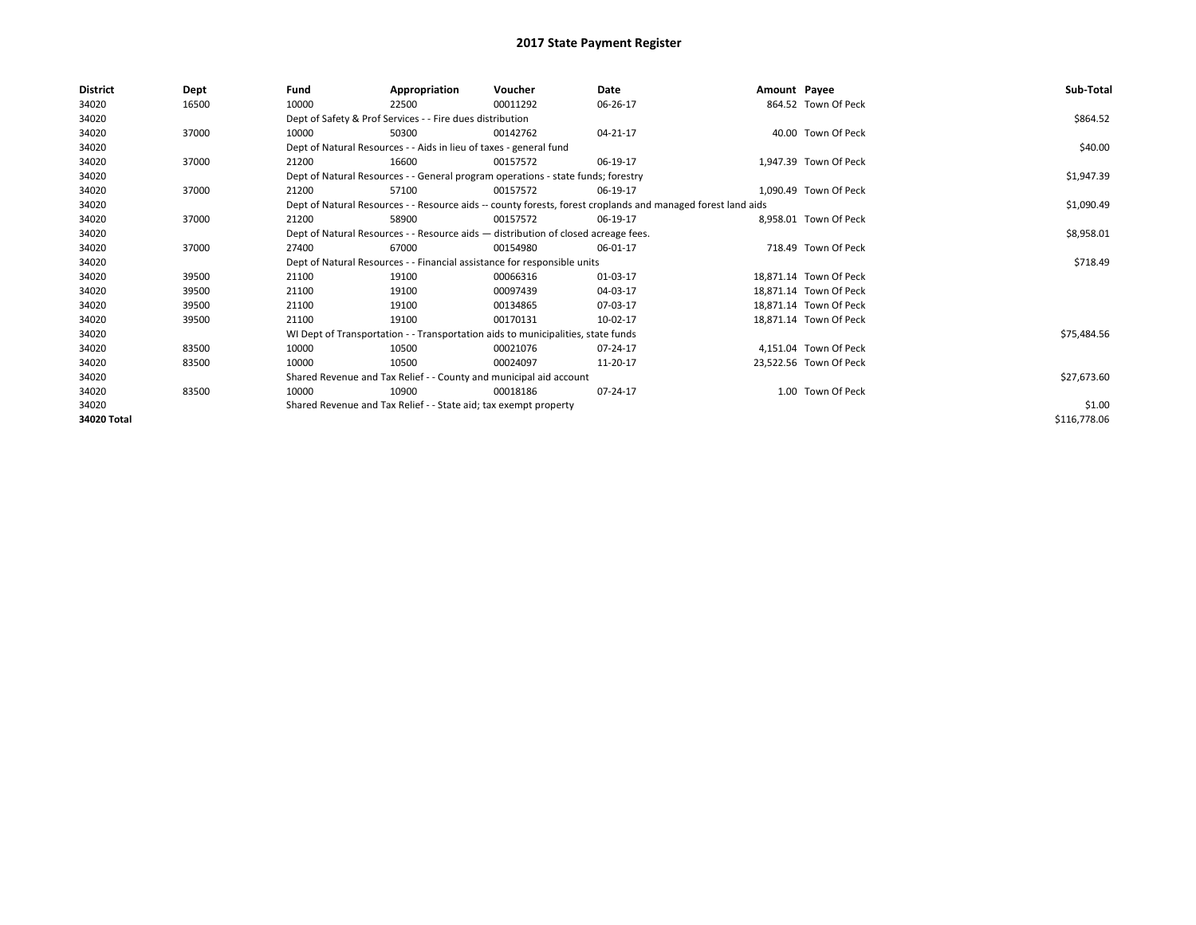# 2017 State Payment Register

| District | Dept | Fund | Appropriation | Voucher | Date | Amount | Payee | Sub-Total |
|---|---|---|---|---|---|---|---|---|
| 34020 | 16500 | 10000 | 22500 | 00011292 | 06-26-17 | 864.52 | Town Of Peck | |
| 34020 | | Dept of Safety & Prof Services - - Fire dues distribution | | | | | | $864.52 |
| 34020 | 37000 | 10000 | 50300 | 00142762 | 04-21-17 | 40.00 | Town Of Peck | |
| 34020 | | Dept of Natural Resources - - Aids in lieu of taxes - general fund | | | | | | $40.00 |
| 34020 | 37000 | 21200 | 16600 | 00157572 | 06-19-17 | 1,947.39 | Town Of Peck | |
| 34020 | | Dept of Natural Resources - - General program operations - state funds; forestry | | | | | | $1,947.39 |
| 34020 | 37000 | 21200 | 57100 | 00157572 | 06-19-17 | 1,090.49 | Town Of Peck | |
| 34020 | | Dept of Natural Resources - - Resource aids -- county forests, forest croplands and managed forest land aids | | | | | | $1,090.49 |
| 34020 | 37000 | 21200 | 58900 | 00157572 | 06-19-17 | 8,958.01 | Town Of Peck | |
| 34020 | | Dept of Natural Resources - - Resource aids — distribution of closed acreage fees. | | | | | | $8,958.01 |
| 34020 | 37000 | 27400 | 67000 | 00154980 | 06-01-17 | 718.49 | Town Of Peck | |
| 34020 | | Dept of Natural Resources - - Financial assistance for responsible units | | | | | | $718.49 |
| 34020 | 39500 | 21100 | 19100 | 00066316 | 01-03-17 | 18,871.14 | Town Of Peck | |
| 34020 | 39500 | 21100 | 19100 | 00097439 | 04-03-17 | 18,871.14 | Town Of Peck | |
| 34020 | 39500 | 21100 | 19100 | 00134865 | 07-03-17 | 18,871.14 | Town Of Peck | |
| 34020 | 39500 | 21100 | 19100 | 00170131 | 10-02-17 | 18,871.14 | Town Of Peck | |
| 34020 | | WI Dept of Transportation - - Transportation aids to municipalities, state funds | | | | | | $75,484.56 |
| 34020 | 83500 | 10000 | 10500 | 00021076 | 07-24-17 | 4,151.04 | Town Of Peck | |
| 34020 | 83500 | 10000 | 10500 | 00024097 | 11-20-17 | 23,522.56 | Town Of Peck | |
| 34020 | | Shared Revenue and Tax Relief - - County and municipal aid account | | | | | | $27,673.60 |
| 34020 | 83500 | 10000 | 10900 | 00018186 | 07-24-17 | 1.00 | Town Of Peck | |
| 34020 | | Shared Revenue and Tax Relief - - State aid; tax exempt property | | | | | | $1.00 |
| **34020 Total** | | | | | | | | $116,778.06 |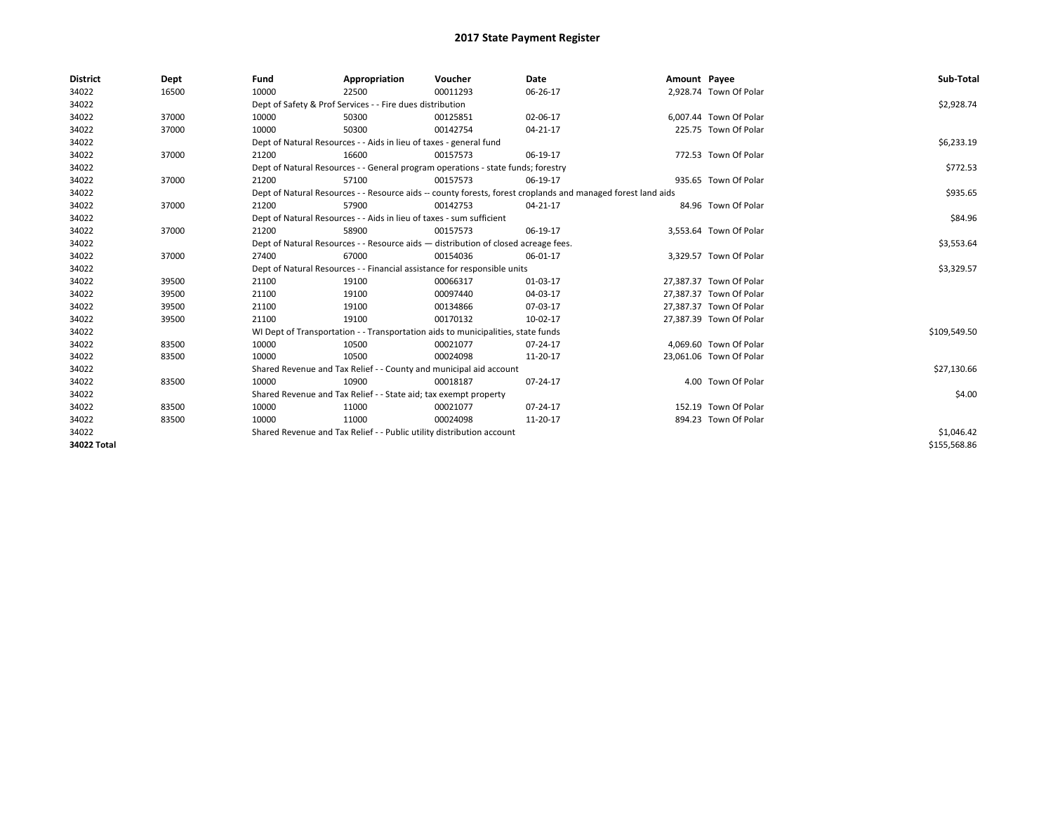# 2017 State Payment Register

| District | Dept | Fund | Appropriation | Voucher | Date | Amount | Payee | Sub-Total |
|---|---|---|---|---|---|---|---|---|
| 34022 | 16500 | 10000 | 22500 | 00011293 | 06-26-17 | 2,928.74 | Town Of Polar | |
| 34022 | | Dept of Safety & Prof Services - - Fire dues distribution | | | | | | $2,928.74 |
| 34022 | 37000 | 10000 | 50300 | 00125851 | 02-06-17 | 6,007.44 | Town Of Polar | |
| 34022 | 37000 | 10000 | 50300 | 00142754 | 04-21-17 | 225.75 | Town Of Polar | |
| 34022 | | Dept of Natural Resources - - Aids in lieu of taxes - general fund | | | | | | $6,233.19 |
| 34022 | 37000 | 21200 | 16600 | 00157573 | 06-19-17 | 772.53 | Town Of Polar | |
| 34022 | | Dept of Natural Resources - - General program operations - state funds; forestry | | | | | | $772.53 |
| 34022 | 37000 | 21200 | 57100 | 00157573 | 06-19-17 | 935.65 | Town Of Polar | |
| 34022 | | Dept of Natural Resources - - Resource aids -- county forests, forest croplands and managed forest land aids | | | | | | $935.65 |
| 34022 | 37000 | 21200 | 57900 | 00142753 | 04-21-17 | 84.96 | Town Of Polar | |
| 34022 | | Dept of Natural Resources - - Aids in lieu of taxes - sum sufficient | | | | | | $84.96 |
| 34022 | 37000 | 21200 | 58900 | 00157573 | 06-19-17 | 3,553.64 | Town Of Polar | |
| 34022 | | Dept of Natural Resources - - Resource aids — distribution of closed acreage fees. | | | | | | $3,553.64 |
| 34022 | 37000 | 27400 | 67000 | 00154036 | 06-01-17 | 3,329.57 | Town Of Polar | |
| 34022 | | Dept of Natural Resources - - Financial assistance for responsible units | | | | | | $3,329.57 |
| 34022 | 39500 | 21100 | 19100 | 00066317 | 01-03-17 | 27,387.37 | Town Of Polar | |
| 34022 | 39500 | 21100 | 19100 | 00097440 | 04-03-17 | 27,387.37 | Town Of Polar | |
| 34022 | 39500 | 21100 | 19100 | 00134866 | 07-03-17 | 27,387.37 | Town Of Polar | |
| 34022 | 39500 | 21100 | 19100 | 00170132 | 10-02-17 | 27,387.39 | Town Of Polar | |
| 34022 | | WI Dept of Transportation - - Transportation aids to municipalities, state funds | | | | | | $109,549.50 |
| 34022 | 83500 | 10000 | 10500 | 00021077 | 07-24-17 | 4,069.60 | Town Of Polar | |
| 34022 | 83500 | 10000 | 10500 | 00024098 | 11-20-17 | 23,061.06 | Town Of Polar | |
| 34022 | | Shared Revenue and Tax Relief - - County and municipal aid account | | | | | | $27,130.66 |
| 34022 | 83500 | 10000 | 10900 | 00018187 | 07-24-17 | 4.00 | Town Of Polar | |
| 34022 | | Shared Revenue and Tax Relief - - State aid; tax exempt property | | | | | | $4.00 |
| 34022 | 83500 | 10000 | 11000 | 00021077 | 07-24-17 | 152.19 | Town Of Polar | |
| 34022 | 83500 | 10000 | 11000 | 00024098 | 11-20-17 | 894.23 | Town Of Polar | |
| 34022 | | Shared Revenue and Tax Relief - - Public utility distribution account | | | | | | $1,046.42 |
| **34022 Total** | | | | | | | | $155,568.86 |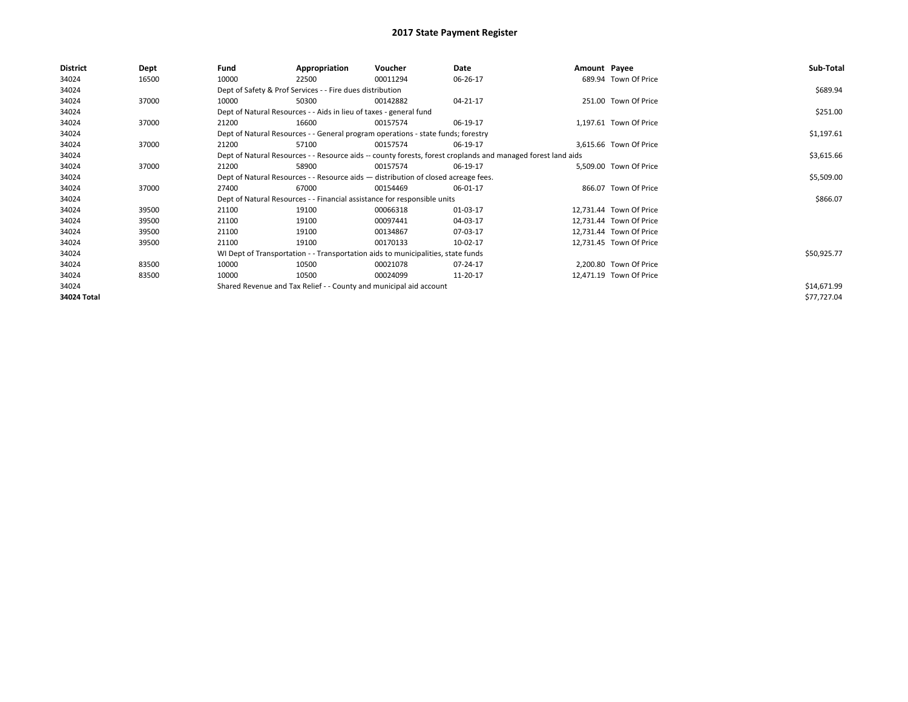# 2017 State Payment Register

| District | Dept | Fund | Appropriation | Voucher | Date | Amount | Payee | Sub-Total |
|---|---|---|---|---|---|---|---|---|
| 34024 | 16500 | 10000 | 22500 | 00011294 | 06-26-17 | 689.94 | Town Of Price | |
| 34024 | | Dept of Safety & Prof Services - - Fire dues distribution | | | | | | $689.94 |
| 34024 | 37000 | 10000 | 50300 | 00142882 | 04-21-17 | 251.00 | Town Of Price | |
| 34024 | | Dept of Natural Resources - - Aids in lieu of taxes - general fund | | | | | | $251.00 |
| 34024 | 37000 | 21200 | 16600 | 00157574 | 06-19-17 | 1,197.61 | Town Of Price | |
| 34024 | | Dept of Natural Resources - - General program operations - state funds; forestry | | | | | | $1,197.61 |
| 34024 | 37000 | 21200 | 57100 | 00157574 | 06-19-17 | 3,615.66 | Town Of Price | |
| 34024 | | Dept of Natural Resources - - Resource aids -- county forests, forest croplands and managed forest land aids | | | | | | $3,615.66 |
| 34024 | 37000 | 21200 | 58900 | 00157574 | 06-19-17 | 5,509.00 | Town Of Price | |
| 34024 | | Dept of Natural Resources - - Resource aids — distribution of closed acreage fees. | | | | | | $5,509.00 |
| 34024 | 37000 | 27400 | 67000 | 00154469 | 06-01-17 | 866.07 | Town Of Price | |
| 34024 | | Dept of Natural Resources - - Financial assistance for responsible units | | | | | | $866.07 |
| 34024 | 39500 | 21100 | 19100 | 00066318 | 01-03-17 | 12,731.44 | Town Of Price | |
| 34024 | 39500 | 21100 | 19100 | 00097441 | 04-03-17 | 12,731.44 | Town Of Price | |
| 34024 | 39500 | 21100 | 19100 | 00134867 | 07-03-17 | 12,731.44 | Town Of Price | |
| 34024 | 39500 | 21100 | 19100 | 00170133 | 10-02-17 | 12,731.45 | Town Of Price | |
| 34024 | | WI Dept of Transportation - - Transportation aids to municipalities, state funds | | | | | | $50,925.77 |
| 34024 | 83500 | 10000 | 10500 | 00021078 | 07-24-17 | 2,200.80 | Town Of Price | |
| 34024 | 83500 | 10000 | 10500 | 00024099 | 11-20-17 | 12,471.19 | Town Of Price | |
| 34024 | | Shared Revenue and Tax Relief - - County and municipal aid account | | | | | | $14,671.99 |
| **34024 Total** | | | | | | | | $77,727.04 |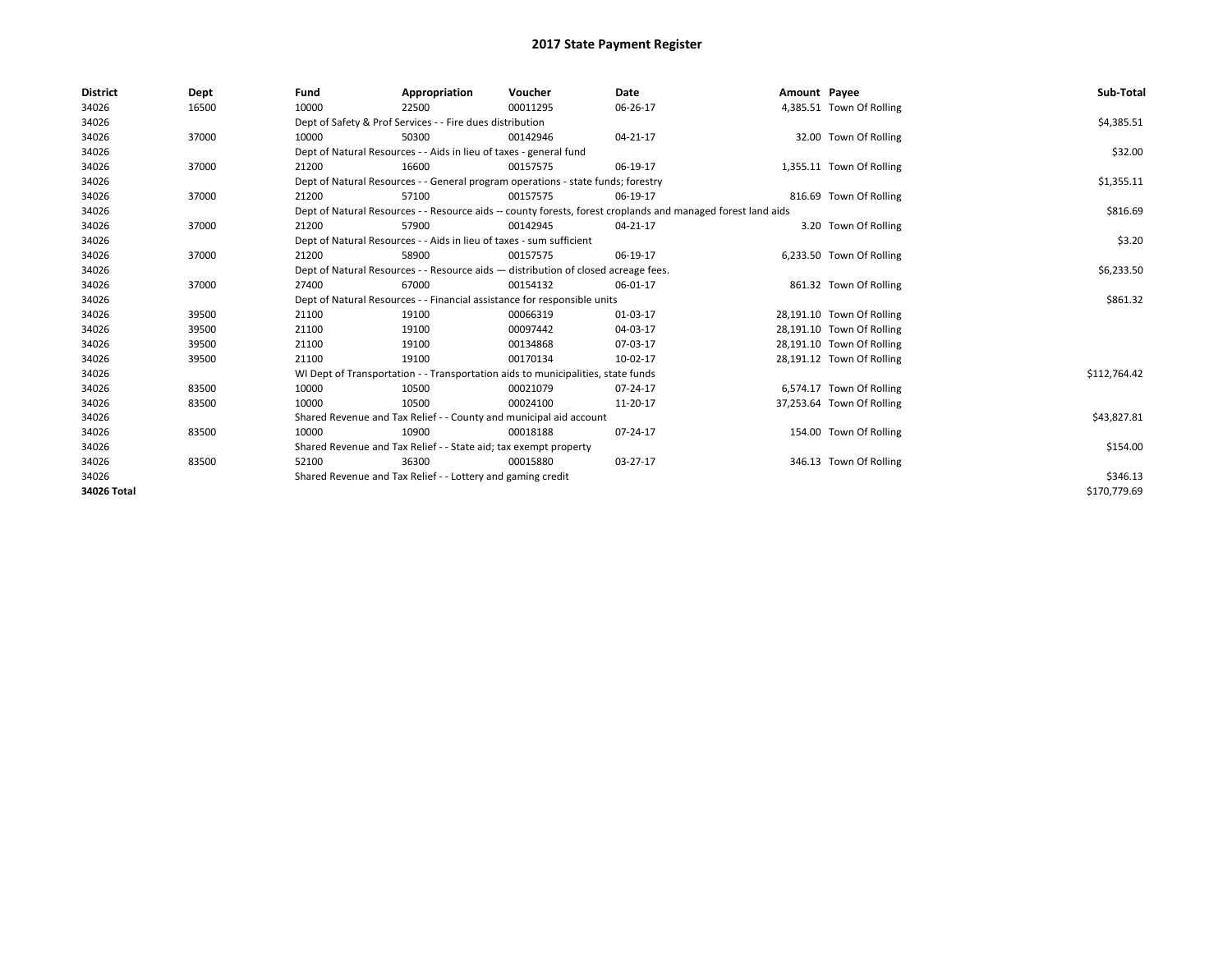# 2017 State Payment Register

| District | Dept | Fund | Appropriation | Voucher | Date | Amount | Payee | Sub-Total |
|---|---|---|---|---|---|---|---|---|
| 34026 | 16500 | 10000 | 22500 | 00011295 | 06-26-17 | 4,385.51 | Town Of Rolling | |
| 34026 | | Dept of Safety & Prof Services - - Fire dues distribution | | | | | | $4,385.51 |
| 34026 | 37000 | 10000 | 50300 | 00142946 | 04-21-17 | 32.00 | Town Of Rolling | |
| 34026 | | Dept of Natural Resources - - Aids in lieu of taxes - general fund | | | | | | $32.00 |
| 34026 | 37000 | 21200 | 16600 | 00157575 | 06-19-17 | 1,355.11 | Town Of Rolling | |
| 34026 | | Dept of Natural Resources - - General program operations - state funds; forestry | | | | | | $1,355.11 |
| 34026 | 37000 | 21200 | 57100 | 00157575 | 06-19-17 | 816.69 | Town Of Rolling | |
| 34026 | | Dept of Natural Resources - - Resource aids -- county forests, forest croplands and managed forest land aids | | | | | | $816.69 |
| 34026 | 37000 | 21200 | 57900 | 00142945 | 04-21-17 | 3.20 | Town Of Rolling | |
| 34026 | | Dept of Natural Resources - - Aids in lieu of taxes - sum sufficient | | | | | | $3.20 |
| 34026 | 37000 | 21200 | 58900 | 00157575 | 06-19-17 | 6,233.50 | Town Of Rolling | |
| 34026 | | Dept of Natural Resources - - Resource aids — distribution of closed acreage fees. | | | | | | $6,233.50 |
| 34026 | 37000 | 27400 | 67000 | 00154132 | 06-01-17 | 861.32 | Town Of Rolling | |
| 34026 | | Dept of Natural Resources - - Financial assistance for responsible units | | | | | | $861.32 |
| 34026 | 39500 | 21100 | 19100 | 00066319 | 01-03-17 | 28,191.10 | Town Of Rolling | |
| 34026 | 39500 | 21100 | 19100 | 00097442 | 04-03-17 | 28,191.10 | Town Of Rolling | |
| 34026 | 39500 | 21100 | 19100 | 00134868 | 07-03-17 | 28,191.10 | Town Of Rolling | |
| 34026 | 39500 | 21100 | 19100 | 00170134 | 10-02-17 | 28,191.12 | Town Of Rolling | |
| 34026 | | WI Dept of Transportation - - Transportation aids to municipalities, state funds | | | | | | $112,764.42 |
| 34026 | 83500 | 10000 | 10500 | 00021079 | 07-24-17 | 6,574.17 | Town Of Rolling | |
| 34026 | 83500 | 10000 | 10500 | 00024100 | 11-20-17 | 37,253.64 | Town Of Rolling | |
| 34026 | | Shared Revenue and Tax Relief - - County and municipal aid account | | | | | | $43,827.81 |
| 34026 | 83500 | 10000 | 10900 | 00018188 | 07-24-17 | 154.00 | Town Of Rolling | |
| 34026 | | Shared Revenue and Tax Relief - - State aid; tax exempt property | | | | | | $154.00 |
| 34026 | 83500 | 52100 | 36300 | 00015880 | 03-27-17 | 346.13 | Town Of Rolling | |
| 34026 | | Shared Revenue and Tax Relief - - Lottery and gaming credit | | | | | | $346.13 |
| **34026 Total** | | | | | | | | $170,779.69 |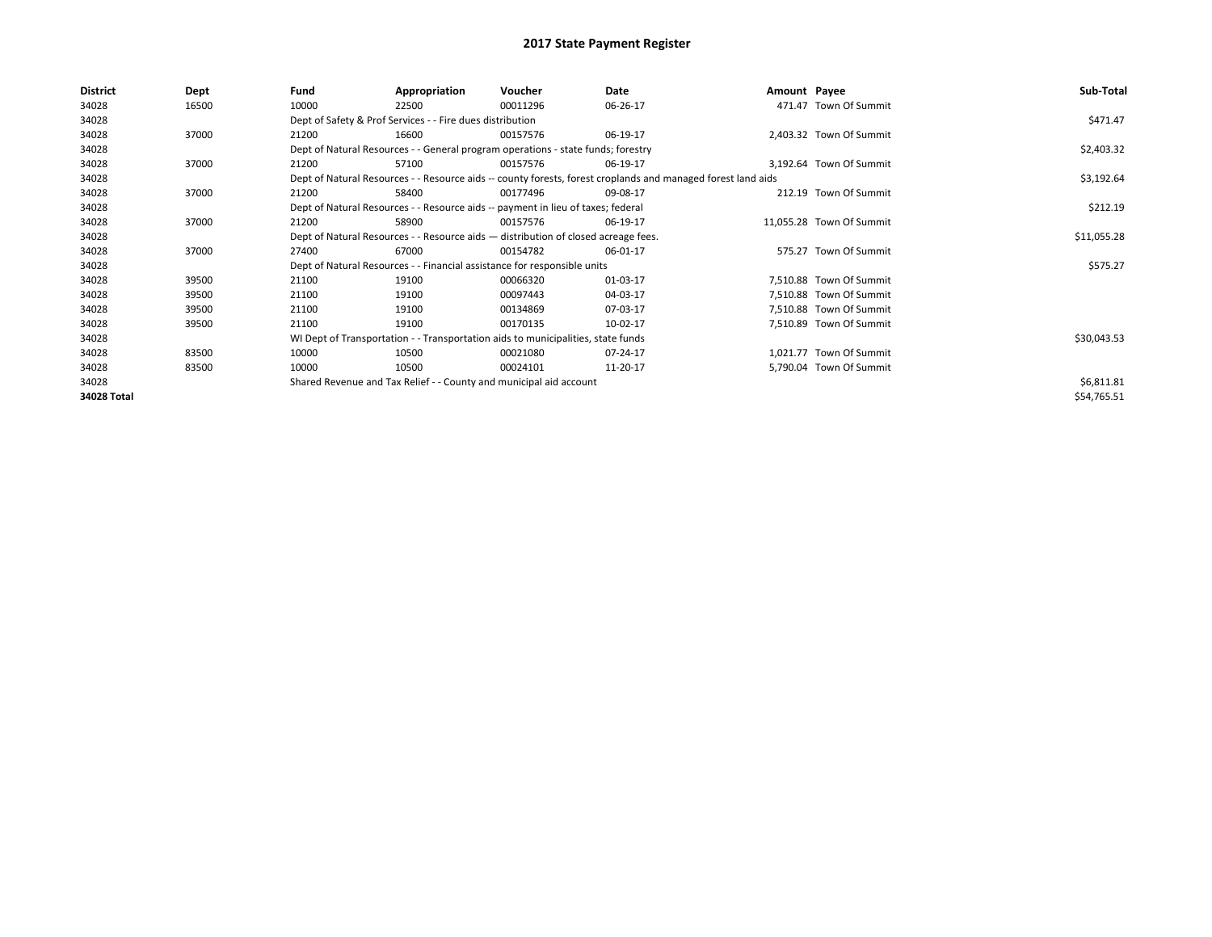# 2017 State Payment Register

| District | Dept | Fund | Appropriation | Voucher | Date | Amount | Payee | Sub-Total |
|---|---|---|---|---|---|---|---|---|
| 34028 | 16500 | 10000 | 22500 | 00011296 | 06-26-17 | 471.47 | Town Of Summit | |
| 34028 | | Dept of Safety & Prof Services - - Fire dues distribution | | | | | | $471.47 |
| 34028 | 37000 | 21200 | 16600 | 00157576 | 06-19-17 | 2,403.32 | Town Of Summit | |
| 34028 | | Dept of Natural Resources - - General program operations - state funds; forestry | | | | | | $2,403.32 |
| 34028 | 37000 | 21200 | 57100 | 00157576 | 06-19-17 | 3,192.64 | Town Of Summit | |
| 34028 | | Dept of Natural Resources - - Resource aids -- county forests, forest croplands and managed forest land aids | | | | | | $3,192.64 |
| 34028 | 37000 | 21200 | 58400 | 00177496 | 09-08-17 | 212.19 | Town Of Summit | |
| 34028 | | Dept of Natural Resources - - Resource aids -- payment in lieu of taxes; federal | | | | | | $212.19 |
| 34028 | 37000 | 21200 | 58900 | 00157576 | 06-19-17 | 11,055.28 | Town Of Summit | |
| 34028 | | Dept of Natural Resources - - Resource aids — distribution of closed acreage fees. | | | | | | $11,055.28 |
| 34028 | 37000 | 27400 | 67000 | 00154782 | 06-01-17 | 575.27 | Town Of Summit | |
| 34028 | | Dept of Natural Resources - - Financial assistance for responsible units | | | | | | $575.27 |
| 34028 | 39500 | 21100 | 19100 | 00066320 | 01-03-17 | 7,510.88 | Town Of Summit | |
| 34028 | 39500 | 21100 | 19100 | 00097443 | 04-03-17 | 7,510.88 | Town Of Summit | |
| 34028 | 39500 | 21100 | 19100 | 00134869 | 07-03-17 | 7,510.88 | Town Of Summit | |
| 34028 | 39500 | 21100 | 19100 | 00170135 | 10-02-17 | 7,510.89 | Town Of Summit | |
| 34028 | | WI Dept of Transportation - - Transportation aids to municipalities, state funds | | | | | | $30,043.53 |
| 34028 | 83500 | 10000 | 10500 | 00021080 | 07-24-17 | 1,021.77 | Town Of Summit | |
| 34028 | 83500 | 10000 | 10500 | 00024101 | 11-20-17 | 5,790.04 | Town Of Summit | |
| 34028 | | Shared Revenue and Tax Relief - - County and municipal aid account | | | | | | $6,811.81 |
| **34028 Total** | | | | | | | | $54,765.51 |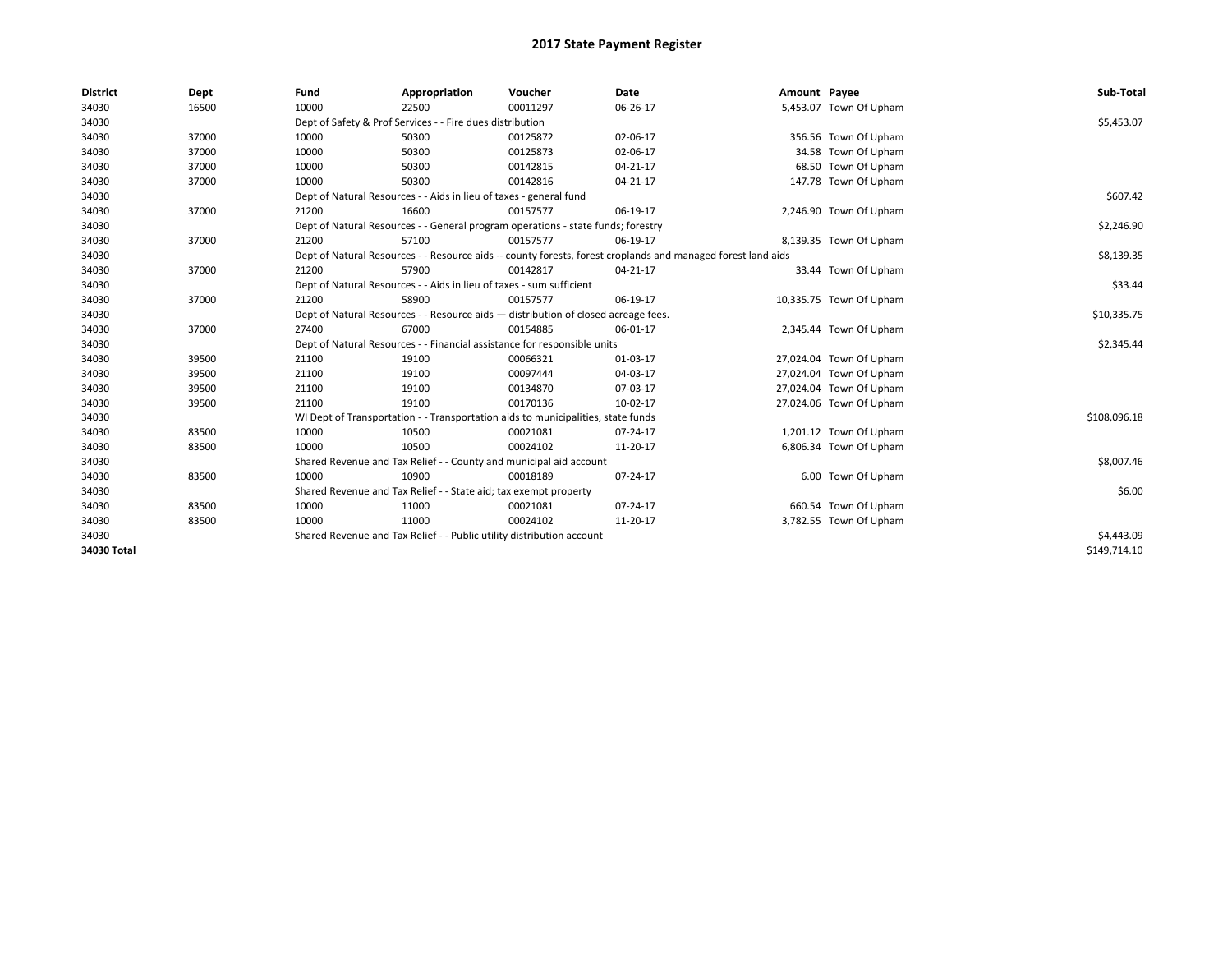# 2017 State Payment Register

| District | Dept | Fund | Appropriation | Voucher | Date | Amount | Payee | Sub-Total |
|---|---|---|---|---|---|---|---|---|
| 34030 | 16500 | 10000 | 22500 | 00011297 | 06-26-17 | 5,453.07 | Town Of Upham | |
| 34030 | | Dept of Safety & Prof Services - - Fire dues distribution | | | | | | $5,453.07 |
| 34030 | 37000 | 10000 | 50300 | 00125872 | 02-06-17 | 356.56 | Town Of Upham | |
| 34030 | 37000 | 10000 | 50300 | 00125873 | 02-06-17 | 34.58 | Town Of Upham | |
| 34030 | 37000 | 10000 | 50300 | 00142815 | 04-21-17 | 68.50 | Town Of Upham | |
| 34030 | 37000 | 10000 | 50300 | 00142816 | 04-21-17 | 147.78 | Town Of Upham | |
| 34030 | | Dept of Natural Resources - - Aids in lieu of taxes - general fund | | | | | | $607.42 |
| 34030 | 37000 | 21200 | 16600 | 00157577 | 06-19-17 | 2,246.90 | Town Of Upham | |
| 34030 | | Dept of Natural Resources - - General program operations - state funds; forestry | | | | | | $2,246.90 |
| 34030 | 37000 | 21200 | 57100 | 00157577 | 06-19-17 | 8,139.35 | Town Of Upham | |
| 34030 | | Dept of Natural Resources - - Resource aids -- county forests, forest croplands and managed forest land aids | | | | | | $8,139.35 |
| 34030 | 37000 | 21200 | 57900 | 00142817 | 04-21-17 | 33.44 | Town Of Upham | |
| 34030 | | Dept of Natural Resources - - Aids in lieu of taxes - sum sufficient | | | | | | $33.44 |
| 34030 | 37000 | 21200 | 58900 | 00157577 | 06-19-17 | 10,335.75 | Town Of Upham | |
| 34030 | | Dept of Natural Resources - - Resource aids — distribution of closed acreage fees. | | | | | | $10,335.75 |
| 34030 | 37000 | 27400 | 67000 | 00154885 | 06-01-17 | 2,345.44 | Town Of Upham | |
| 34030 | | Dept of Natural Resources - - Financial assistance for responsible units | | | | | | $2,345.44 |
| 34030 | 39500 | 21100 | 19100 | 00066321 | 01-03-17 | 27,024.04 | Town Of Upham | |
| 34030 | 39500 | 21100 | 19100 | 00097444 | 04-03-17 | 27,024.04 | Town Of Upham | |
| 34030 | 39500 | 21100 | 19100 | 00134870 | 07-03-17 | 27,024.04 | Town Of Upham | |
| 34030 | 39500 | 21100 | 19100 | 00170136 | 10-02-17 | 27,024.06 | Town Of Upham | |
| 34030 | | WI Dept of Transportation - - Transportation aids to municipalities, state funds | | | | | | $108,096.18 |
| 34030 | 83500 | 10000 | 10500 | 00021081 | 07-24-17 | 1,201.12 | Town Of Upham | |
| 34030 | 83500 | 10000 | 10500 | 00024102 | 11-20-17 | 6,806.34 | Town Of Upham | |
| 34030 | | Shared Revenue and Tax Relief - - County and municipal aid account | | | | | | $8,007.46 |
| 34030 | 83500 | 10000 | 10900 | 00018189 | 07-24-17 | 6.00 | Town Of Upham | |
| 34030 | | Shared Revenue and Tax Relief - - State aid; tax exempt property | | | | | | $6.00 |
| 34030 | 83500 | 10000 | 11000 | 00021081 | 07-24-17 | 660.54 | Town Of Upham | |
| 34030 | 83500 | 10000 | 11000 | 00024102 | 11-20-17 | 3,782.55 | Town Of Upham | |
| 34030 | | Shared Revenue and Tax Relief - - Public utility distribution account | | | | | | $4,443.09 |
| **34030 Total** | | | | | | | | $149,714.10 |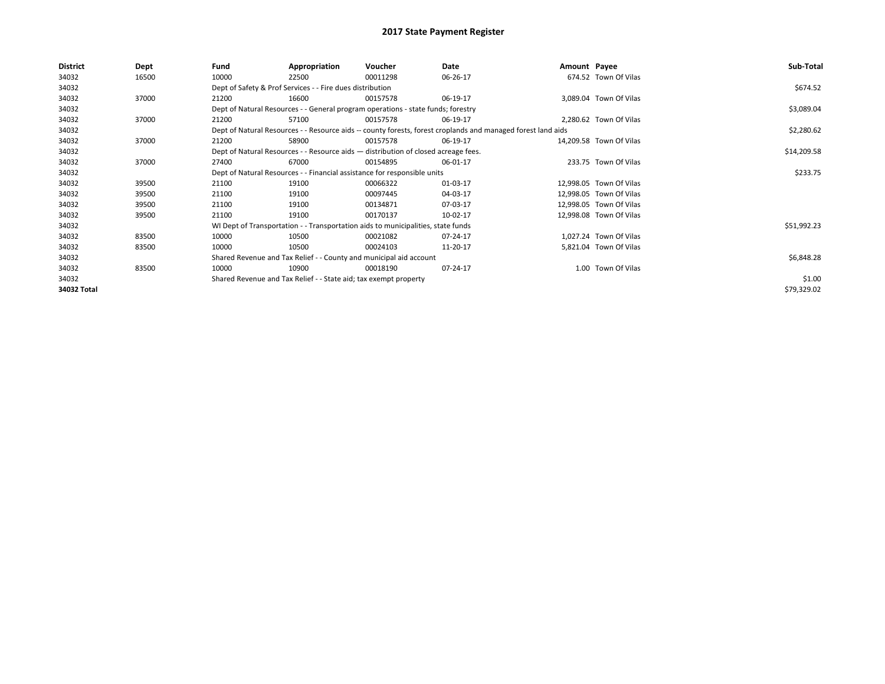# 2017 State Payment Register

| District | Dept | Fund | Appropriation | Voucher | Date | Amount | Payee | Sub-Total |
|---|---|---|---|---|---|---|---|---|
| 34032 | 16500 | 10000 | 22500 | 00011298 | 06-26-17 | 674.52 | Town Of Vilas | |
| 34032 | | Dept of Safety & Prof Services - - Fire dues distribution | | | | | | $674.52 |
| 34032 | 37000 | 21200 | 16600 | 00157578 | 06-19-17 | 3,089.04 | Town Of Vilas | |
| 34032 | | Dept of Natural Resources - - General program operations - state funds; forestry | | | | | | $3,089.04 |
| 34032 | 37000 | 21200 | 57100 | 00157578 | 06-19-17 | 2,280.62 | Town Of Vilas | |
| 34032 | | Dept of Natural Resources - - Resource aids -- county forests, forest croplands and managed forest land aids | | | | | | $2,280.62 |
| 34032 | 37000 | 21200 | 58900 | 00157578 | 06-19-17 | 14,209.58 | Town Of Vilas | |
| 34032 | | Dept of Natural Resources - - Resource aids — distribution of closed acreage fees. | | | | | | $14,209.58 |
| 34032 | 37000 | 27400 | 67000 | 00154895 | 06-01-17 | 233.75 | Town Of Vilas | |
| 34032 | | Dept of Natural Resources - - Financial assistance for responsible units | | | | | | $233.75 |
| 34032 | 39500 | 21100 | 19100 | 00066322 | 01-03-17 | 12,998.05 | Town Of Vilas | |
| 34032 | 39500 | 21100 | 19100 | 00097445 | 04-03-17 | 12,998.05 | Town Of Vilas | |
| 34032 | 39500 | 21100 | 19100 | 00134871 | 07-03-17 | 12,998.05 | Town Of Vilas | |
| 34032 | 39500 | 21100 | 19100 | 00170137 | 10-02-17 | 12,998.08 | Town Of Vilas | |
| 34032 | | WI Dept of Transportation - - Transportation aids to municipalities, state funds | | | | | | $51,992.23 |
| 34032 | 83500 | 10000 | 10500 | 00021082 | 07-24-17 | 1,027.24 | Town Of Vilas | |
| 34032 | 83500 | 10000 | 10500 | 00024103 | 11-20-17 | 5,821.04 | Town Of Vilas | |
| 34032 | | Shared Revenue and Tax Relief - - County and municipal aid account | | | | | | $6,848.28 |
| 34032 | 83500 | 10000 | 10900 | 00018190 | 07-24-17 | 1.00 | Town Of Vilas | |
| 34032 | | Shared Revenue and Tax Relief - - State aid; tax exempt property | | | | | | $1.00 |
| **34032 Total** | | | | | | | | $79,329.02 |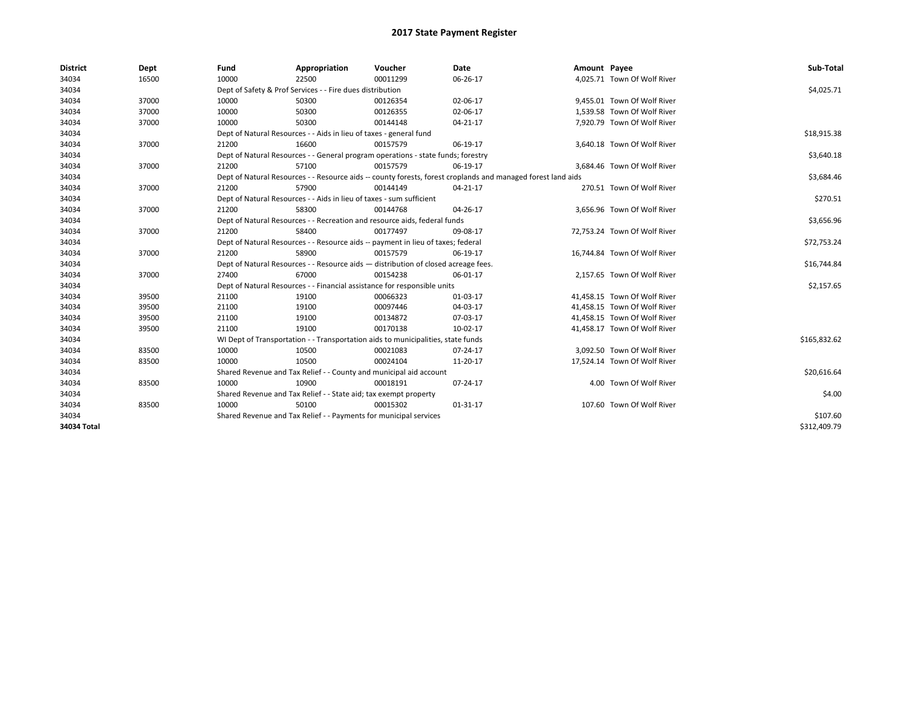# 2017 State Payment Register

| District | Dept | Fund | Appropriation | Voucher | Date | Amount | Payee | Sub-Total |
|---|---|---|---|---|---|---|---|---|
| 34034 | 16500 | 10000 | 22500 | 00011299 | 06-26-17 | 4,025.71 | Town Of Wolf River | |
| 34034 | | Dept of Safety & Prof Services - - Fire dues distribution | | | | | | $4,025.71 |
| 34034 | 37000 | 10000 | 50300 | 00126354 | 02-06-17 | 9,455.01 | Town Of Wolf River | |
| 34034 | 37000 | 10000 | 50300 | 00126355 | 02-06-17 | 1,539.58 | Town Of Wolf River | |
| 34034 | 37000 | 10000 | 50300 | 00144148 | 04-21-17 | 7,920.79 | Town Of Wolf River | |
| 34034 | | Dept of Natural Resources - - Aids in lieu of taxes - general fund | | | | | | $18,915.38 |
| 34034 | 37000 | 21200 | 16600 | 00157579 | 06-19-17 | 3,640.18 | Town Of Wolf River | |
| 34034 | | Dept of Natural Resources - - General program operations - state funds; forestry | | | | | | $3,640.18 |
| 34034 | 37000 | 21200 | 57100 | 00157579 | 06-19-17 | 3,684.46 | Town Of Wolf River | |
| 34034 | | Dept of Natural Resources - - Resource aids -- county forests, forest croplands and managed forest land aids | | | | | | $3,684.46 |
| 34034 | 37000 | 21200 | 57900 | 00144149 | 04-21-17 | 270.51 | Town Of Wolf River | |
| 34034 | | Dept of Natural Resources - - Aids in lieu of taxes - sum sufficient | | | | | | $270.51 |
| 34034 | 37000 | 21200 | 58300 | 00144768 | 04-26-17 | 3,656.96 | Town Of Wolf River | |
| 34034 | | Dept of Natural Resources - - Recreation and resource aids, federal funds | | | | | | $3,656.96 |
| 34034 | 37000 | 21200 | 58400 | 00177497 | 09-08-17 | 72,753.24 | Town Of Wolf River | |
| 34034 | | Dept of Natural Resources - - Resource aids -- payment in lieu of taxes; federal | | | | | | $72,753.24 |
| 34034 | 37000 | 21200 | 58900 | 00157579 | 06-19-17 | 16,744.84 | Town Of Wolf River | |
| 34034 | | Dept of Natural Resources - - Resource aids — distribution of closed acreage fees. | | | | | | $16,744.84 |
| 34034 | 37000 | 27400 | 67000 | 00154238 | 06-01-17 | 2,157.65 | Town Of Wolf River | |
| 34034 | | Dept of Natural Resources - - Financial assistance for responsible units | | | | | | $2,157.65 |
| 34034 | 39500 | 21100 | 19100 | 00066323 | 01-03-17 | 41,458.15 | Town Of Wolf River | |
| 34034 | 39500 | 21100 | 19100 | 00097446 | 04-03-17 | 41,458.15 | Town Of Wolf River | |
| 34034 | 39500 | 21100 | 19100 | 00134872 | 07-03-17 | 41,458.15 | Town Of Wolf River | |
| 34034 | 39500 | 21100 | 19100 | 00170138 | 10-02-17 | 41,458.17 | Town Of Wolf River | |
| 34034 | | WI Dept of Transportation - - Transportation aids to municipalities, state funds | | | | | | $165,832.62 |
| 34034 | 83500 | 10000 | 10500 | 00021083 | 07-24-17 | 3,092.50 | Town Of Wolf River | |
| 34034 | 83500 | 10000 | 10500 | 00024104 | 11-20-17 | 17,524.14 | Town Of Wolf River | |
| 34034 | | Shared Revenue and Tax Relief - - County and municipal aid account | | | | | | $20,616.64 |
| 34034 | 83500 | 10000 | 10900 | 00018191 | 07-24-17 | 4.00 | Town Of Wolf River | |
| 34034 | | Shared Revenue and Tax Relief - - State aid; tax exempt property | | | | | | $4.00 |
| 34034 | 83500 | 10000 | 50100 | 00015302 | 01-31-17 | 107.60 | Town Of Wolf River | |
| 34034 | | Shared Revenue and Tax Relief - - Payments for municipal services | | | | | | $107.60 |
| **34034 Total** | | | | | | | | $312,409.79 |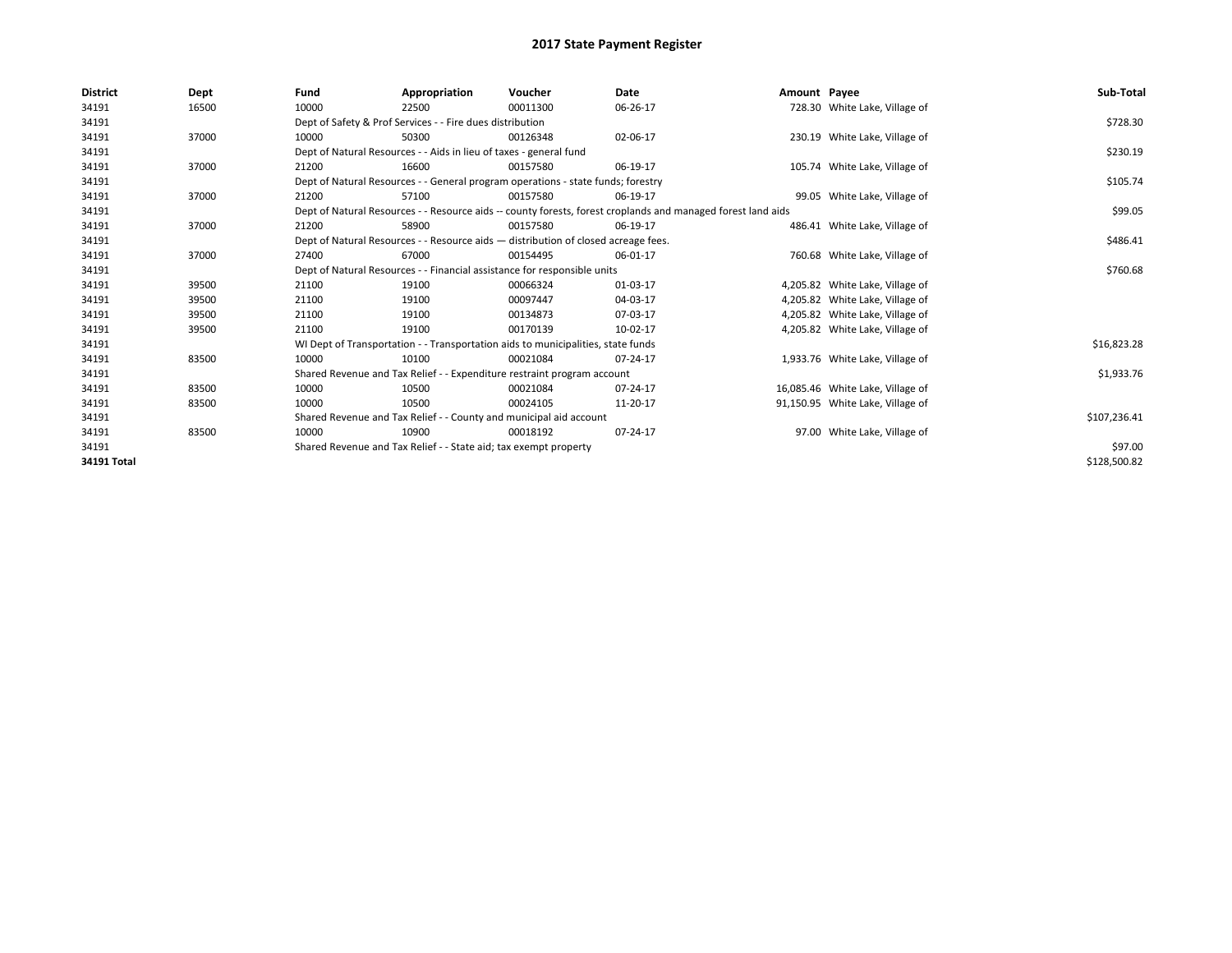# 2017 State Payment Register

| District | Dept | Fund | Appropriation | Voucher | Date | Amount | Payee | Sub-Total |
|---|---|---|---|---|---|---|---|---|
| 34191 | 16500 | 10000 | 22500 | 00011300 | 06-26-17 | 728.30 | White Lake, Village of | |
| 34191 | | Dept of Safety & Prof Services - - Fire dues distribution | | | | | | $728.30 |
| 34191 | 37000 | 10000 | 50300 | 00126348 | 02-06-17 | 230.19 | White Lake, Village of | |
| 34191 | | Dept of Natural Resources - - Aids in lieu of taxes - general fund | | | | | | $230.19 |
| 34191 | 37000 | 21200 | 16600 | 00157580 | 06-19-17 | 105.74 | White Lake, Village of | |
| 34191 | | Dept of Natural Resources - - General program operations - state funds; forestry | | | | | | $105.74 |
| 34191 | 37000 | 21200 | 57100 | 00157580 | 06-19-17 | 99.05 | White Lake, Village of | |
| 34191 | | Dept of Natural Resources - - Resource aids -- county forests, forest croplands and managed forest land aids | | | | | | $99.05 |
| 34191 | 37000 | 21200 | 58900 | 00157580 | 06-19-17 | 486.41 | White Lake, Village of | |
| 34191 | | Dept of Natural Resources - - Resource aids — distribution of closed acreage fees. | | | | | | $486.41 |
| 34191 | 37000 | 27400 | 67000 | 00154495 | 06-01-17 | 760.68 | White Lake, Village of | |
| 34191 | | Dept of Natural Resources - - Financial assistance for responsible units | | | | | | $760.68 |
| 34191 | 39500 | 21100 | 19100 | 00066324 | 01-03-17 | 4,205.82 | White Lake, Village of | |
| 34191 | 39500 | 21100 | 19100 | 00097447 | 04-03-17 | 4,205.82 | White Lake, Village of | |
| 34191 | 39500 | 21100 | 19100 | 00134873 | 07-03-17 | 4,205.82 | White Lake, Village of | |
| 34191 | 39500 | 21100 | 19100 | 00170139 | 10-02-17 | 4,205.82 | White Lake, Village of | |
| 34191 | | WI Dept of Transportation - - Transportation aids to municipalities, state funds | | | | | | $16,823.28 |
| 34191 | 83500 | 10000 | 10100 | 00021084 | 07-24-17 | 1,933.76 | White Lake, Village of | |
| 34191 | | Shared Revenue and Tax Relief - - Expenditure restraint program account | | | | | | $1,933.76 |
| 34191 | 83500 | 10000 | 10500 | 00021084 | 07-24-17 | 16,085.46 | White Lake, Village of | |
| 34191 | 83500 | 10000 | 10500 | 00024105 | 11-20-17 | 91,150.95 | White Lake, Village of | |
| 34191 | | Shared Revenue and Tax Relief - - County and municipal aid account | | | | | | $107,236.41 |
| 34191 | 83500 | 10000 | 10900 | 00018192 | 07-24-17 | 97.00 | White Lake, Village of | |
| 34191 | | Shared Revenue and Tax Relief - - State aid; tax exempt property | | | | | | $97.00 |
| 34191 Total | | | | | | | | $128,500.82 |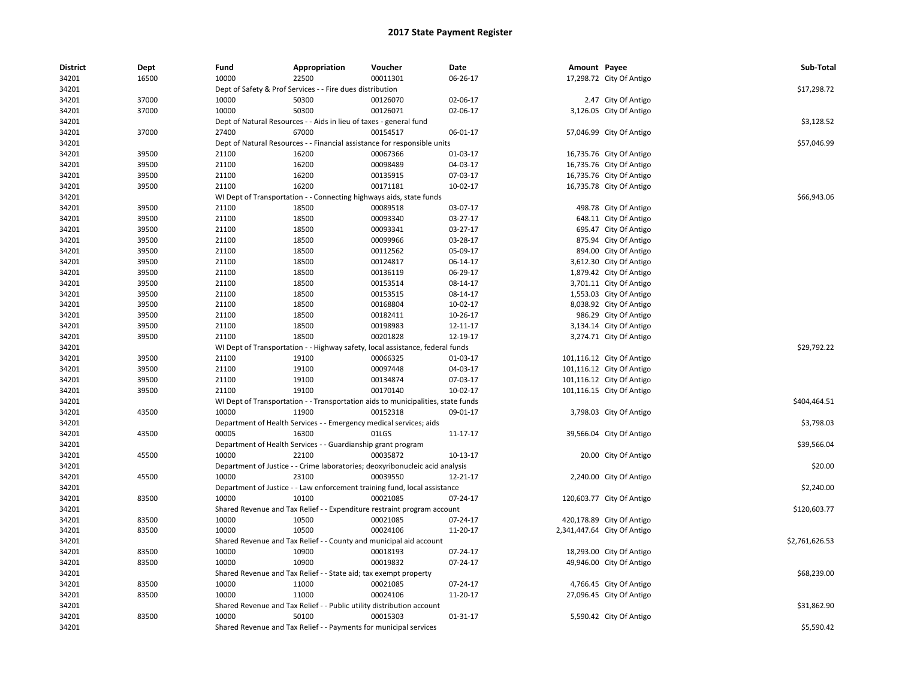# 2017 State Payment Register

| District | Dept | Fund | Appropriation | Voucher | Date | Amount | Payee | Sub-Total |
|---|---|---|---|---|---|---|---|---|
| 34201 | 16500 | 10000 | 22500 | 00011301 | 06-26-17 | 17,298.72 | City Of Antigo | |
| 34201 | | Dept of Safety & Prof Services - - Fire dues distribution | | | | | | $17,298.72 |
| 34201 | 37000 | 10000 | 50300 | 00126070 | 02-06-17 | 2.47 | City Of Antigo | |
| 34201 | 37000 | 10000 | 50300 | 00126071 | 02-06-17 | 3,126.05 | City Of Antigo | |
| 34201 | | Dept of Natural Resources - - Aids in lieu of taxes - general fund | | | | | | $3,128.52 |
| 34201 | 37000 | 27400 | 67000 | 00154517 | 06-01-17 | 57,046.99 | City Of Antigo | |
| 34201 | | Dept of Natural Resources - - Financial assistance for responsible units | | | | | | $57,046.99 |
| 34201 | 39500 | 21100 | 16200 | 00067366 | 01-03-17 | 16,735.76 | City Of Antigo | |
| 34201 | 39500 | 21100 | 16200 | 00098489 | 04-03-17 | 16,735.76 | City Of Antigo | |
| 34201 | 39500 | 21100 | 16200 | 00135915 | 07-03-17 | 16,735.76 | City Of Antigo | |
| 34201 | 39500 | 21100 | 16200 | 00171181 | 10-02-17 | 16,735.78 | City Of Antigo | |
| 34201 | | WI Dept of Transportation - - Connecting highways aids, state funds | | | | | | $66,943.06 |
| 34201 | 39500 | 21100 | 18500 | 00089518 | 03-07-17 | 498.78 | City Of Antigo | |
| 34201 | 39500 | 21100 | 18500 | 00093340 | 03-27-17 | 648.11 | City Of Antigo | |
| 34201 | 39500 | 21100 | 18500 | 00093341 | 03-27-17 | 695.47 | City Of Antigo | |
| 34201 | 39500 | 21100 | 18500 | 00099966 | 03-28-17 | 875.94 | City Of Antigo | |
| 34201 | 39500 | 21100 | 18500 | 00112562 | 05-09-17 | 894.00 | City Of Antigo | |
| 34201 | 39500 | 21100 | 18500 | 00124817 | 06-14-17 | 3,612.30 | City Of Antigo | |
| 34201 | 39500 | 21100 | 18500 | 00136119 | 06-29-17 | 1,879.42 | City Of Antigo | |
| 34201 | 39500 | 21100 | 18500 | 00153514 | 08-14-17 | 3,701.11 | City Of Antigo | |
| 34201 | 39500 | 21100 | 18500 | 00153515 | 08-14-17 | 1,553.03 | City Of Antigo | |
| 34201 | 39500 | 21100 | 18500 | 00168804 | 10-02-17 | 8,038.92 | City Of Antigo | |
| 34201 | 39500 | 21100 | 18500 | 00182411 | 10-26-17 | 986.29 | City Of Antigo | |
| 34201 | 39500 | 21100 | 18500 | 00198983 | 12-11-17 | 3,134.14 | City Of Antigo | |
| 34201 | 39500 | 21100 | 18500 | 00201828 | 12-19-17 | 3,274.71 | City Of Antigo | |
| 34201 | | WI Dept of Transportation - - Highway safety, local assistance, federal funds | | | | | | $29,792.22 |
| 34201 | 39500 | 21100 | 19100 | 00066325 | 01-03-17 | 101,116.12 | City Of Antigo | |
| 34201 | 39500 | 21100 | 19100 | 00097448 | 04-03-17 | 101,116.12 | City Of Antigo | |
| 34201 | 39500 | 21100 | 19100 | 00134874 | 07-03-17 | 101,116.12 | City Of Antigo | |
| 34201 | 39500 | 21100 | 19100 | 00170140 | 10-02-17 | 101,116.15 | City Of Antigo | |
| 34201 | | WI Dept of Transportation - - Transportation aids to municipalities, state funds | | | | | | $404,464.51 |
| 34201 | 43500 | 10000 | 11900 | 00152318 | 09-01-17 | 3,798.03 | City Of Antigo | |
| 34201 | | Department of Health Services - - Emergency medical services; aids | | | | | | $3,798.03 |
| 34201 | 43500 | 00005 | 16300 | 01LGS | 11-17-17 | 39,566.04 | City Of Antigo | |
| 34201 | | Department of Health Services - - Guardianship grant program | | | | | | $39,566.04 |
| 34201 | 45500 | 10000 | 22100 | 00035872 | 10-13-17 | 20.00 | City Of Antigo | |
| 34201 | | Department of Justice - - Crime laboratories; deoxyribonucleic acid analysis | | | | | | $20.00 |
| 34201 | 45500 | 10000 | 23100 | 00039550 | 12-21-17 | 2,240.00 | City Of Antigo | |
| 34201 | | Department of Justice - - Law enforcement training fund, local assistance | | | | | | $2,240.00 |
| 34201 | 83500 | 10000 | 10100 | 00021085 | 07-24-17 | 120,603.77 | City Of Antigo | |
| 34201 | | Shared Revenue and Tax Relief - - Expenditure restraint program account | | | | | | $120,603.77 |
| 34201 | 83500 | 10000 | 10500 | 00021085 | 07-24-17 | 420,178.89 | City Of Antigo | |
| 34201 | 83500 | 10000 | 10500 | 00024106 | 11-20-17 | 2,341,447.64 | City Of Antigo | |
| 34201 | | Shared Revenue and Tax Relief - - County and municipal aid account | | | | | | $2,761,626.53 |
| 34201 | 83500 | 10000 | 10900 | 00018193 | 07-24-17 | 18,293.00 | City Of Antigo | |
| 34201 | 83500 | 10000 | 10900 | 00019832 | 07-24-17 | 49,946.00 | City Of Antigo | |
| 34201 | | Shared Revenue and Tax Relief - - State aid; tax exempt property | | | | | | $68,239.00 |
| 34201 | 83500 | 10000 | 11000 | 00021085 | 07-24-17 | 4,766.45 | City Of Antigo | |
| 34201 | 83500 | 10000 | 11000 | 00024106 | 11-20-17 | 27,096.45 | City Of Antigo | |
| 34201 | | Shared Revenue and Tax Relief - - Public utility distribution account | | | | | | $31,862.90 |
| 34201 | 83500 | 10000 | 50100 | 00015303 | 01-31-17 | 5,590.42 | City Of Antigo | |
| 34201 | | Shared Revenue and Tax Relief - - Payments for municipal services | | | | | | $5,590.42 |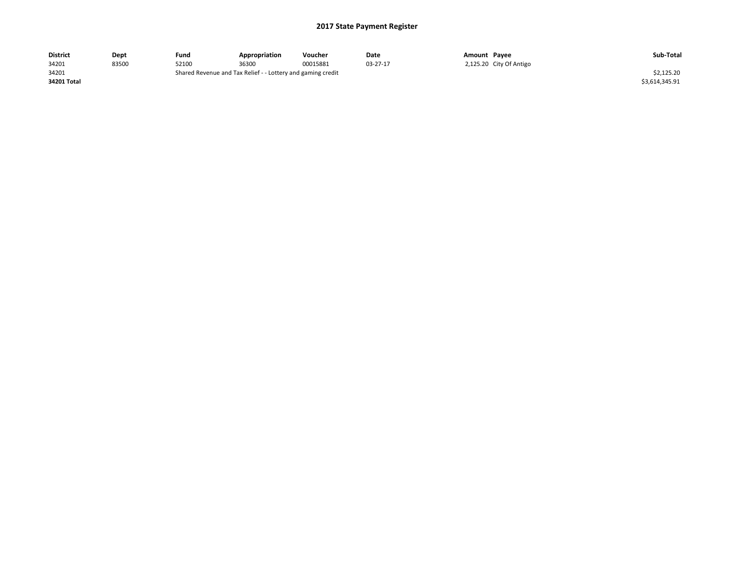# 2017 State Payment Register

| District | Dept | Fund | Appropriation | Voucher | Date | Amount | Payee | Sub-Total |
|---|---|---|---|---|---|---|---|---|
| 34201 | 83500 | 52100 | 36300 | 00015881 | 03-27-17 | 2,125.20 | City Of Antigo | |
| 34201 | | Shared Revenue and Tax Relief - - Lottery and gaming credit | | | | | | $2,125.20 |
| **34201 Total** | | | | | | | | $3,614,345.91 |